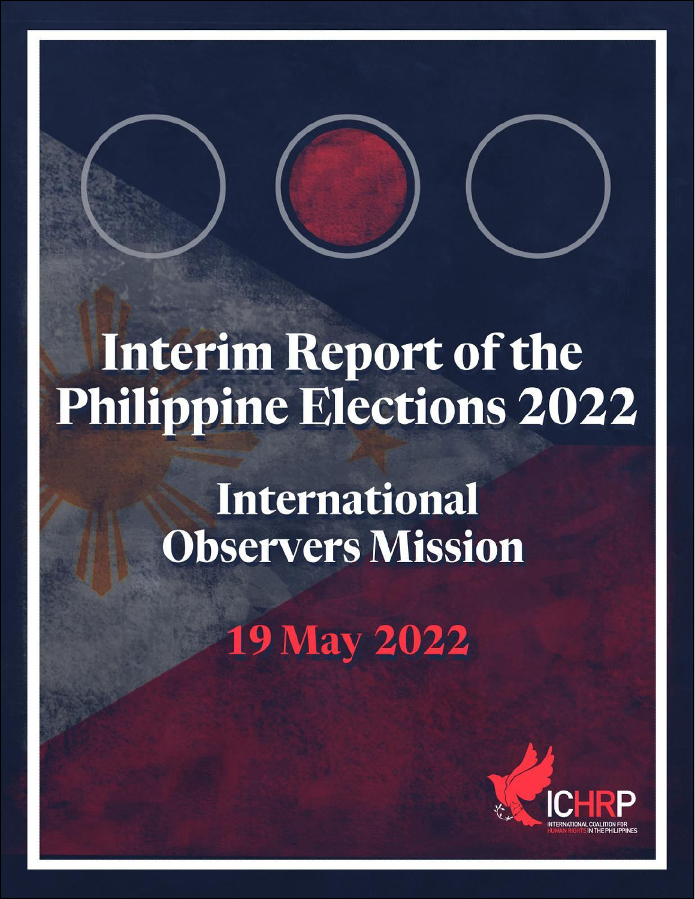# Interim Report of the Philippine Elections 2022

## International Observers Mission

### 19 May 2022

ICHRP

INTERNATIONAL COALITION FOR HUMAN RIGHTS IN THE PHILIPPINES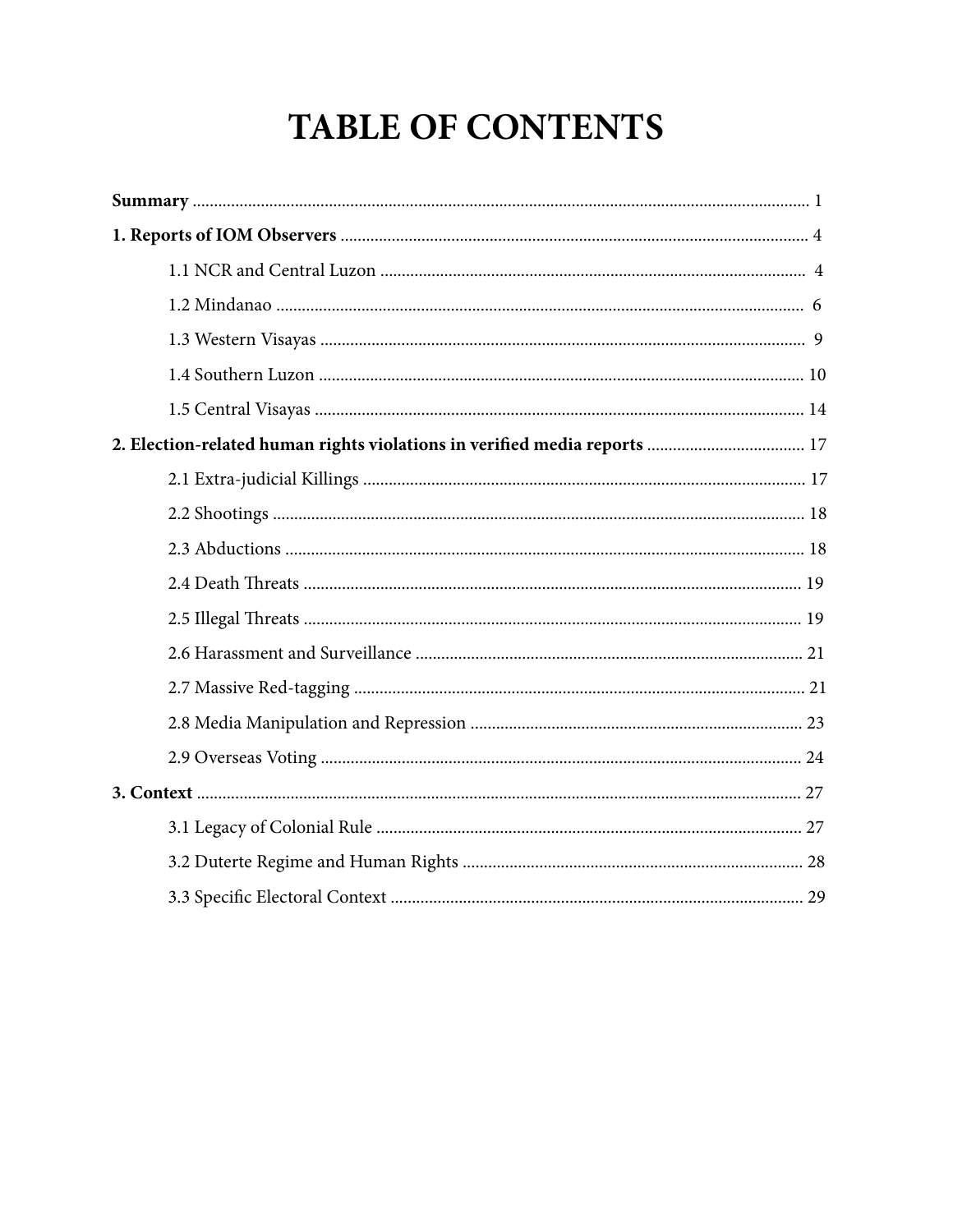# TABLE OF CONTENTS

**Summary** .......... 1

**1. Reports of IOM Observers** .......... 4

- 1.1 NCR and Central Luzon .......... 4
- 1.2 Mindanao .......... 6
- 1.3 Western Visayas .......... 9
- 1.4 Southern Luzon .......... 10
- 1.5 Central Visayas .......... 14

**2. Election-related human rights violations in verified media reports** .......... 17

- 2.1 Extra-judicial Killings .......... 17
- 2.2 Shootings .......... 18
- 2.3 Abductions .......... 18
- 2.4 Death Threats .......... 19
- 2.5 Illegal Threats .......... 19
- 2.6 Harassment and Surveillance .......... 21
- 2.7 Massive Red-tagging .......... 21
- 2.8 Media Manipulation and Repression .......... 23
- 2.9 Overseas Voting .......... 24

**3. Context** .......... 27

- 3.1 Legacy of Colonial Rule .......... 27
- 3.2 Duterte Regime and Human Rights .......... 28
- 3.3 Specific Electoral Context .......... 29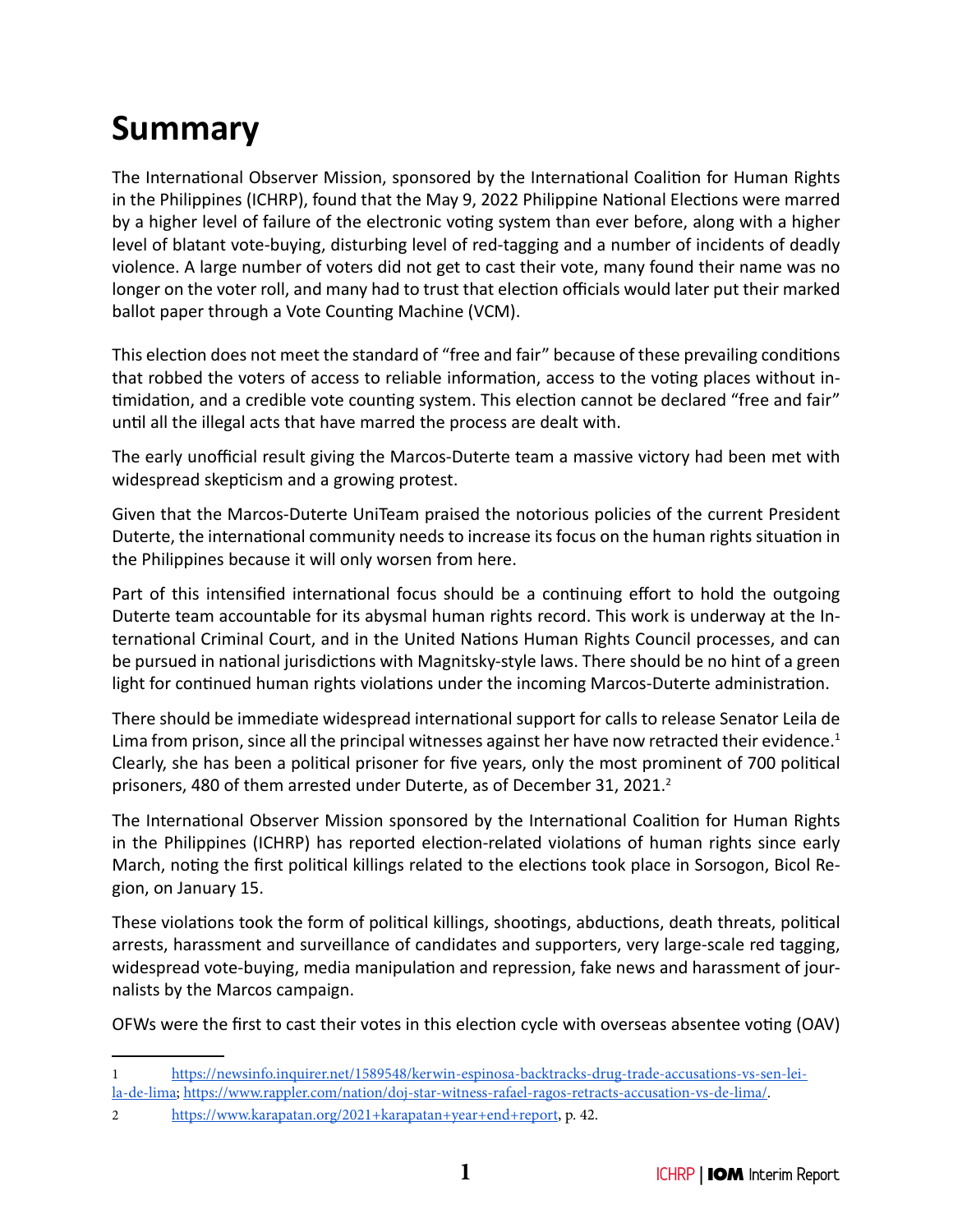# Summary

The International Observer Mission, sponsored by the International Coalition for Human Rights in the Philippines (ICHRP), found that the May 9, 2022 Philippine National Elections were marred by a higher level of failure of the electronic voting system than ever before, along with a higher level of blatant vote-buying, disturbing level of red-tagging and a number of incidents of deadly violence. A large number of voters did not get to cast their vote, many found their name was no longer on the voter roll, and many had to trust that election officials would later put their marked ballot paper through a Vote Counting Machine (VCM).

This election does not meet the standard of "free and fair" because of these prevailing conditions that robbed the voters of access to reliable information, access to the voting places without intimidation, and a credible vote counting system. This election cannot be declared "free and fair" until all the illegal acts that have marred the process are dealt with.

The early unofficial result giving the Marcos-Duterte team a massive victory had been met with widespread skepticism and a growing protest.

Given that the Marcos-Duterte UniTeam praised the notorious policies of the current President Duterte, the international community needs to increase its focus on the human rights situation in the Philippines because it will only worsen from here.

Part of this intensified international focus should be a continuing effort to hold the outgoing Duterte team accountable for its abysmal human rights record. This work is underway at the International Criminal Court, and in the United Nations Human Rights Council processes, and can be pursued in national jurisdictions with Magnitsky-style laws. There should be no hint of a green light for continued human rights violations under the incoming Marcos-Duterte administration.

There should be immediate widespread international support for calls to release Senator Leila de Lima from prison, since all the principal witnesses against her have now retracted their evidence.[1] Clearly, she has been a political prisoner for five years, only the most prominent of 700 political prisoners, 480 of them arrested under Duterte, as of December 31, 2021.[2]

The International Observer Mission sponsored by the International Coalition for Human Rights in the Philippines (ICHRP) has reported election-related violations of human rights since early March, noting the first political killings related to the elections took place in Sorsogon, Bicol Region, on January 15.

These violations took the form of political killings, shootings, abductions, death threats, political arrests, harassment and surveillance of candidates and supporters, very large-scale red tagging, widespread vote-buying, media manipulation and repression, fake news and harassment of journalists by the Marcos campaign.

OFWs were the first to cast their votes in this election cycle with overseas absentee voting (OAV)

---

1 https://newsinfo.inquirer.net/1589548/kerwin-espinosa-backtracks-drug-trade-accusations-vs-sen-leila-de-lima; https://www.rappler.com/nation/doj-star-witness-rafael-ragos-retracts-accusation-vs-de-lima/.

2 https://www.karapatan.org/2021+karapatan+year+end+report, p. 42.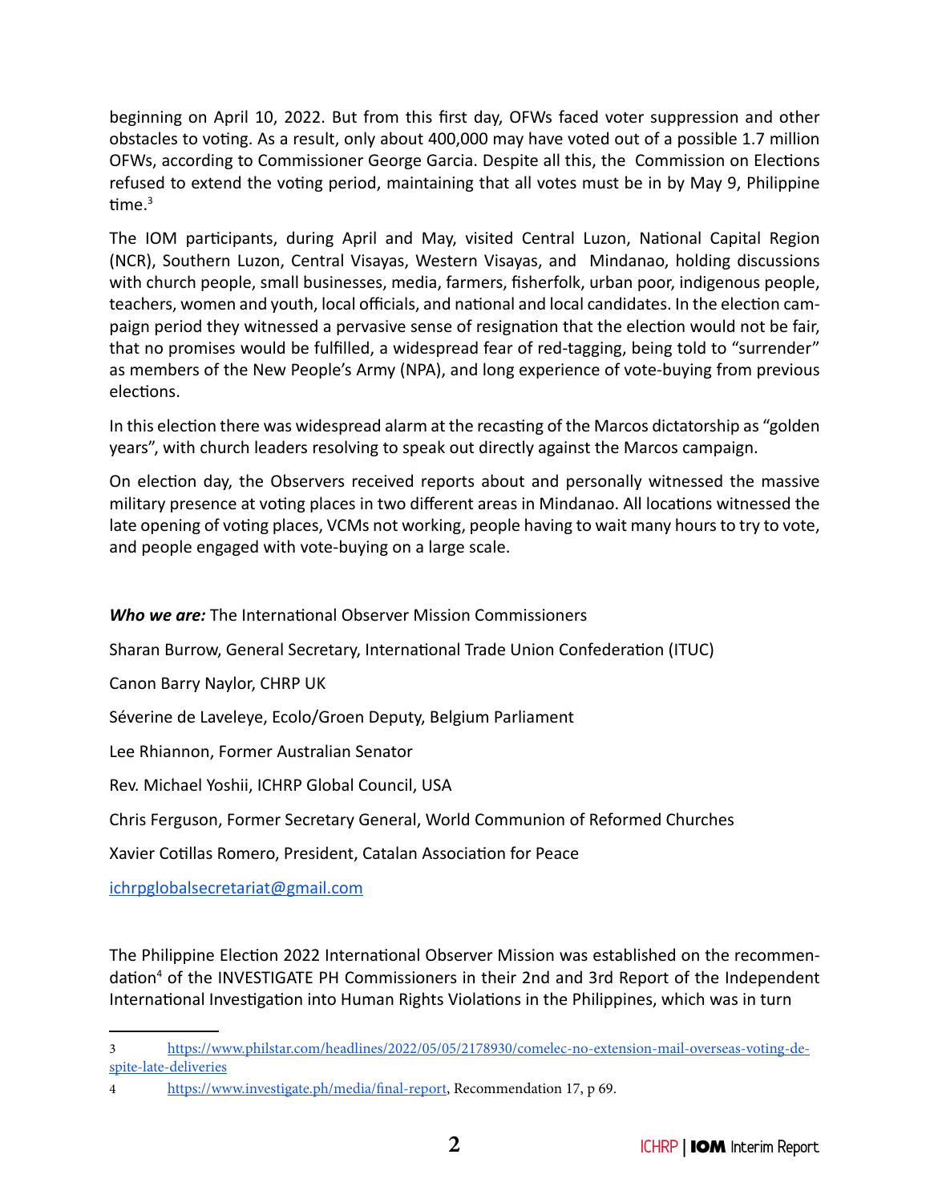beginning on April 10, 2022. But from this first day, OFWs faced voter suppression and other obstacles to voting. As a result, only about 400,000 may have voted out of a possible 1.7 million OFWs, according to Commissioner George Garcia. Despite all this, the Commission on Elections refused to extend the voting period, maintaining that all votes must be in by May 9, Philippine time.[3]

The IOM participants, during April and May, visited Central Luzon, National Capital Region (NCR), Southern Luzon, Central Visayas, Western Visayas, and Mindanao, holding discussions with church people, small businesses, media, farmers, fisherfolk, urban poor, indigenous people, teachers, women and youth, local officials, and national and local candidates. In the election campaign period they witnessed a pervasive sense of resignation that the election would not be fair, that no promises would be fulfilled, a widespread fear of red-tagging, being told to "surrender" as members of the New People's Army (NPA), and long experience of vote-buying from previous elections.

In this election there was widespread alarm at the recasting of the Marcos dictatorship as "golden years", with church leaders resolving to speak out directly against the Marcos campaign.

On election day, the Observers received reports about and personally witnessed the massive military presence at voting places in two different areas in Mindanao. All locations witnessed the late opening of voting places, VCMs not working, people having to wait many hours to try to vote, and people engaged with vote-buying on a large scale.

***Who we are:*** The International Observer Mission Commissioners

Sharan Burrow, General Secretary, International Trade Union Confederation (ITUC)

Canon Barry Naylor, CHRP UK

Séverine de Laveleye, Ecolo/Groen Deputy, Belgium Parliament

Lee Rhiannon, Former Australian Senator

Rev. Michael Yoshii, ICHRP Global Council, USA

Chris Ferguson, Former Secretary General, World Communion of Reformed Churches

Xavier Cotillas Romero, President, Catalan Association for Peace

ichrpglobalsecretariat@gmail.com

The Philippine Election 2022 International Observer Mission was established on the recommendation[4] of the INVESTIGATE PH Commissioners in their 2nd and 3rd Report of the Independent International Investigation into Human Rights Violations in the Philippines, which was in turn

---

3 https://www.philstar.com/headlines/2022/05/05/2178930/comelec-no-extension-mail-overseas-voting-despite-late-deliveries

4 https://www.investigate.ph/media/final-report, Recommendation 17, p 69.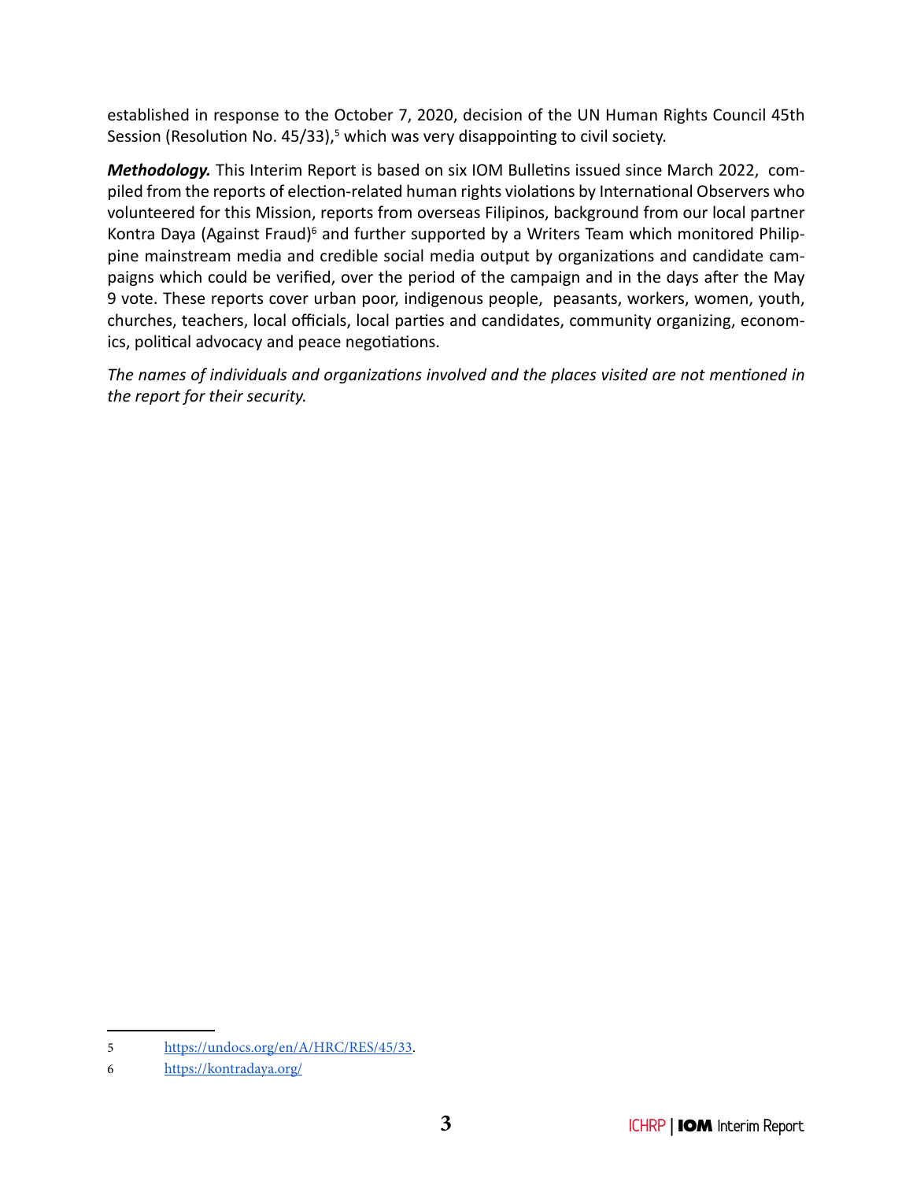established in response to the October 7, 2020, decision of the UN Human Rights Council 45th Session (Resolution No. 45/33),[5] which was very disappointing to civil society.

***Methodology.*** This Interim Report is based on six IOM Bulletins issued since March 2022, compiled from the reports of election-related human rights violations by International Observers who volunteered for this Mission, reports from overseas Filipinos, background from our local partner Kontra Daya (Against Fraud)[6] and further supported by a Writers Team which monitored Philippine mainstream media and credible social media output by organizations and candidate campaigns which could be verified, over the period of the campaign and in the days after the May 9 vote. These reports cover urban poor, indigenous people, peasants, workers, women, youth, churches, teachers, local officials, local parties and candidates, community organizing, economics, political advocacy and peace negotiations.

*The names of individuals and organizations involved and the places visited are not mentioned in the report for their security.*

---

5 https://undocs.org/en/A/HRC/RES/45/33.

6 https://kontradaya.org/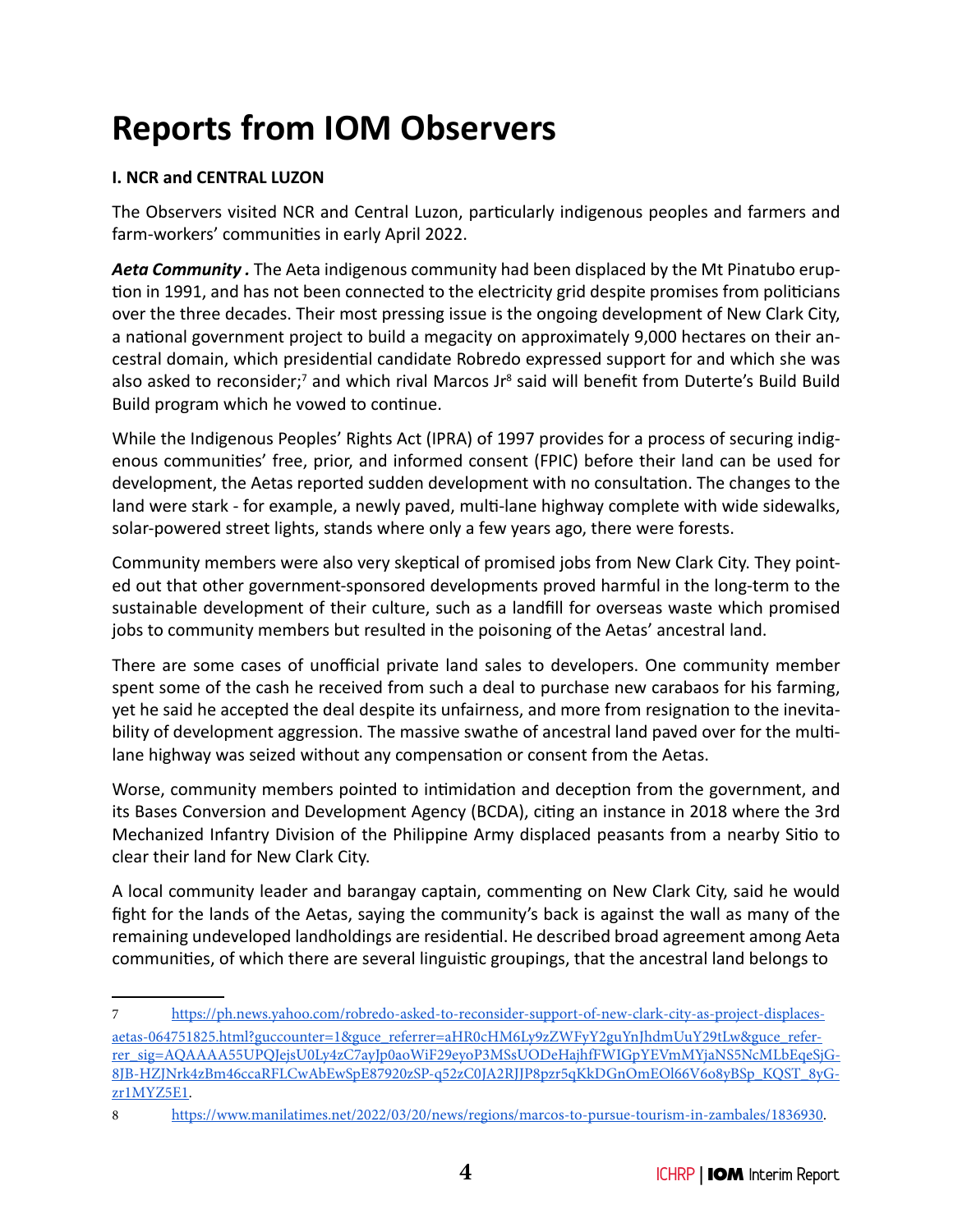# Reports from IOM Observers

**I. NCR and CENTRAL LUZON**

The Observers visited NCR and Central Luzon, particularly indigenous peoples and farmers and farm-workers' communities in early April 2022.

***Aeta Community .*** The Aeta indigenous community had been displaced by the Mt Pinatubo eruption in 1991, and has not been connected to the electricity grid despite promises from politicians over the three decades. Their most pressing issue is the ongoing development of New Clark City, a national government project to build a megacity on approximately 9,000 hectares on their ancestral domain, which presidential candidate Robredo expressed support for and which she was also asked to reconsider;[7] and which rival Marcos Jr[8] said will benefit from Duterte's Build Build Build program which he vowed to continue.

While the Indigenous Peoples' Rights Act (IPRA) of 1997 provides for a process of securing indigenous communities' free, prior, and informed consent (FPIC) before their land can be used for development, the Aetas reported sudden development with no consultation. The changes to the land were stark - for example, a newly paved, multi-lane highway complete with wide sidewalks, solar-powered street lights, stands where only a few years ago, there were forests.

Community members were also very skeptical of promised jobs from New Clark City. They pointed out that other government-sponsored developments proved harmful in the long-term to the sustainable development of their culture, such as a landfill for overseas waste which promised jobs to community members but resulted in the poisoning of the Aetas' ancestral land.

There are some cases of unofficial private land sales to developers. One community member spent some of the cash he received from such a deal to purchase new carabaos for his farming, yet he said he accepted the deal despite its unfairness, and more from resignation to the inevitability of development aggression. The massive swathe of ancestral land paved over for the multi-lane highway was seized without any compensation or consent from the Aetas.

Worse, community members pointed to intimidation and deception from the government, and its Bases Conversion and Development Agency (BCDA), citing an instance in 2018 where the 3rd Mechanized Infantry Division of the Philippine Army displaced peasants from a nearby Sitio to clear their land for New Clark City.

A local community leader and barangay captain, commenting on New Clark City, said he would fight for the lands of the Aetas, saying the community's back is against the wall as many of the remaining undeveloped landholdings are residential. He described broad agreement among Aeta communities, of which there are several linguistic groupings, that the ancestral land belongs to

---

7 https://ph.news.yahoo.com/robredo-asked-to-reconsider-support-of-new-clark-city-as-project-displaces-aetas-064751825.html?guccounter=1&guce_referrer=aHR0cHM6Ly9zZWFyY2guYnJhdmUuY29tLw&guce_referrer_sig=AQAAAA55UPQJejsU0Ly4zC7ayJp0aoWiF29eyoP3MSsUODeHajhfFWIGpYEVmMYjaNS5NcMLbEqeSjG-8JB-HZJNrk4zBm46ccaRFLCwAbEwSpE87920zSP-q52zC0JA2RJJP8pzr5qKkDGnOmEOl66V6o8yBSp_KQST_8yG-zr1MYZ5E1.

8 https://www.manilatimes.net/2022/03/20/news/regions/marcos-to-pursue-tourism-in-zambales/1836930.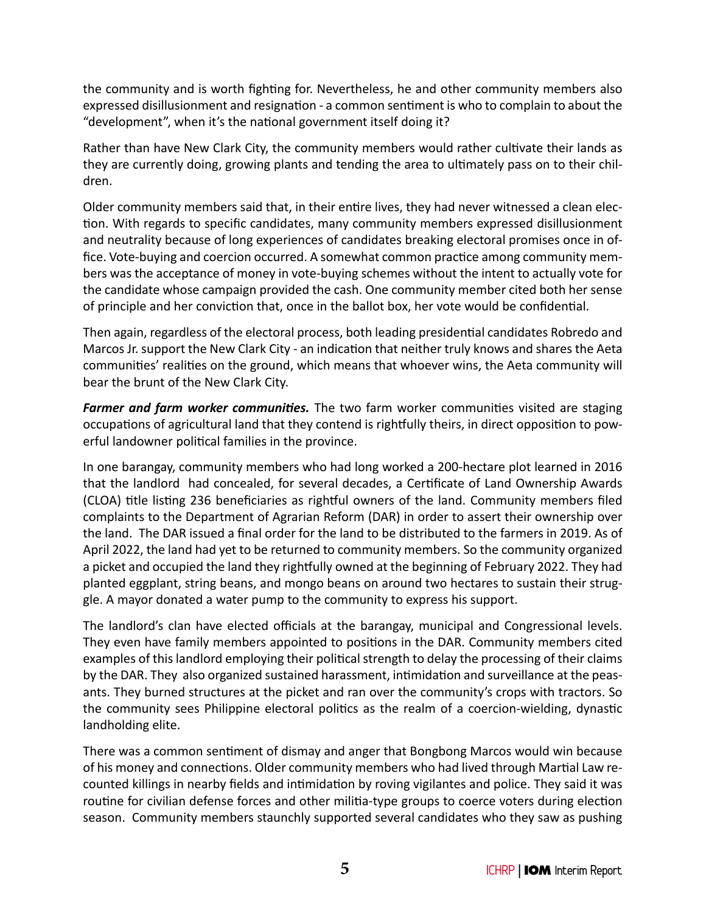the community and is worth fighting for. Nevertheless, he and other community members also expressed disillusionment and resignation - a common sentiment is who to complain to about the "development", when it's the national government itself doing it?

Rather than have New Clark City, the community members would rather cultivate their lands as they are currently doing, growing plants and tending the area to ultimately pass on to their children.

Older community members said that, in their entire lives, they had never witnessed a clean election. With regards to specific candidates, many community members expressed disillusionment and neutrality because of long experiences of candidates breaking electoral promises once in office. Vote-buying and coercion occurred. A somewhat common practice among community members was the acceptance of money in vote-buying schemes without the intent to actually vote for the candidate whose campaign provided the cash. One community member cited both her sense of principle and her conviction that, once in the ballot box, her vote would be confidential.

Then again, regardless of the electoral process, both leading presidential candidates Robredo and Marcos Jr. support the New Clark City - an indication that neither truly knows and shares the Aeta communities' realities on the ground, which means that whoever wins, the Aeta community will bear the brunt of the New Clark City.

***Farmer and farm worker communities.*** The two farm worker communities visited are staging occupations of agricultural land that they contend is rightfully theirs, in direct opposition to powerful landowner political families in the province.

In one barangay, community members who had long worked a 200-hectare plot learned in 2016 that the landlord had concealed, for several decades, a Certificate of Land Ownership Awards (CLOA) title listing 236 beneficiaries as rightful owners of the land. Community members filed complaints to the Department of Agrarian Reform (DAR) in order to assert their ownership over the land. The DAR issued a final order for the land to be distributed to the farmers in 2019. As of April 2022, the land had yet to be returned to community members. So the community organized a picket and occupied the land they rightfully owned at the beginning of February 2022. They had planted eggplant, string beans, and mongo beans on around two hectares to sustain their struggle. A mayor donated a water pump to the community to express his support.

The landlord's clan have elected officials at the barangay, municipal and Congressional levels. They even have family members appointed to positions in the DAR. Community members cited examples of this landlord employing their political strength to delay the processing of their claims by the DAR. They also organized sustained harassment, intimidation and surveillance at the peasants. They burned structures at the picket and ran over the community's crops with tractors. So the community sees Philippine electoral politics as the realm of a coercion-wielding, dynastic landholding elite.

There was a common sentiment of dismay and anger that Bongbong Marcos would win because of his money and connections. Older community members who had lived through Martial Law recounted killings in nearby fields and intimidation by roving vigilantes and police. They said it was routine for civilian defense forces and other militia-type groups to coerce voters during election season. Community members staunchly supported several candidates who they saw as pushing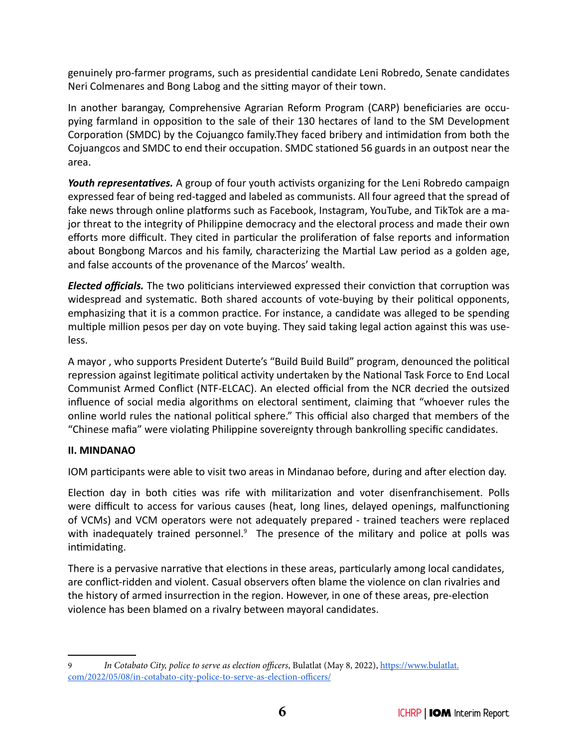genuinely pro-farmer programs, such as presidential candidate Leni Robredo, Senate candidates Neri Colmenares and Bong Labog and the sitting mayor of their town.

In another barangay, Comprehensive Agrarian Reform Program (CARP) beneficiaries are occupying farmland in opposition to the sale of their 130 hectares of land to the SM Development Corporation (SMDC) by the Cojuangco family.They faced bribery and intimidation from both the Cojuangcos and SMDC to end their occupation. SMDC stationed 56 guards in an outpost near the area.

***Youth representatives.*** A group of four youth activists organizing for the Leni Robredo campaign expressed fear of being red-tagged and labeled as communists. All four agreed that the spread of fake news through online platforms such as Facebook, Instagram, YouTube, and TikTok are a major threat to the integrity of Philippine democracy and the electoral process and made their own efforts more difficult. They cited in particular the proliferation of false reports and information about Bongbong Marcos and his family, characterizing the Martial Law period as a golden age, and false accounts of the provenance of the Marcos' wealth.

***Elected officials.*** The two politicians interviewed expressed their conviction that corruption was widespread and systematic. Both shared accounts of vote-buying by their political opponents, emphasizing that it is a common practice. For instance, a candidate was alleged to be spending multiple million pesos per day on vote buying. They said taking legal action against this was useless.

A mayor , who supports President Duterte's "Build Build Build" program, denounced the political repression against legitimate political activity undertaken by the National Task Force to End Local Communist Armed Conflict (NTF-ELCAC). An elected official from the NCR decried the outsized influence of social media algorithms on electoral sentiment, claiming that "whoever rules the online world rules the national political sphere." This official also charged that members of the "Chinese mafia" were violating Philippine sovereignty through bankrolling specific candidates.

**II. MINDANAO**

IOM participants were able to visit two areas in Mindanao before, during and after election day.

Election day in both cities was rife with militarization and voter disenfranchisement. Polls were difficult to access for various causes (heat, long lines, delayed openings, malfunctioning of VCMs) and VCM operators were not adequately prepared - trained teachers were replaced with inadequately trained personnel.[9] The presence of the military and police at polls was intimidating.

There is a pervasive narrative that elections in these areas, particularly among local candidates, are conflict-ridden and violent. Casual observers often blame the violence on clan rivalries and the history of armed insurrection in the region. However, in one of these areas, pre-election violence has been blamed on a rivalry between mayoral candidates.

---

9 *In Cotabato City, police to serve as election officers*, Bulatlat (May 8, 2022), https://www.bulatlat.com/2022/05/08/in-cotabato-city-police-to-serve-as-election-officers/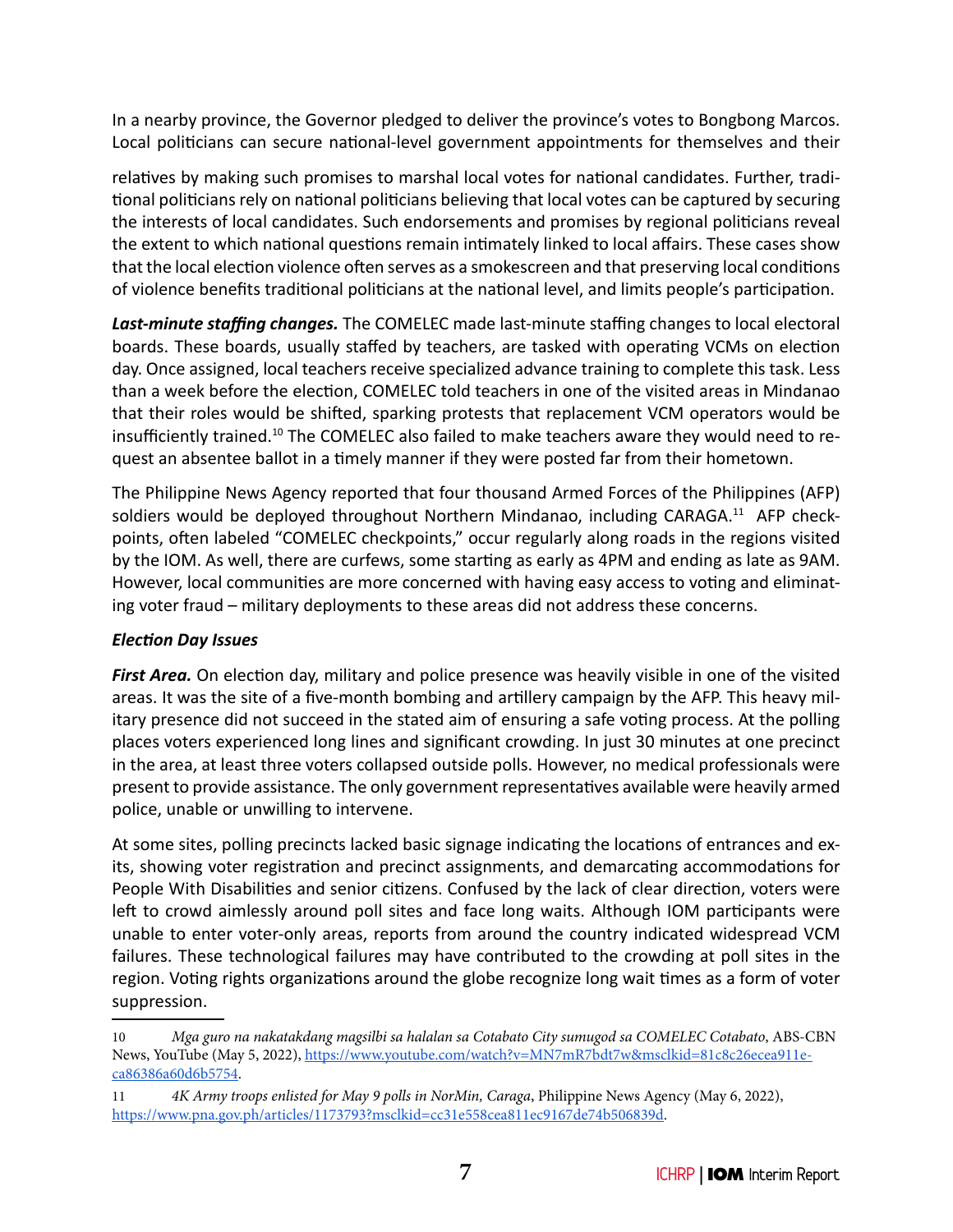In a nearby province, the Governor pledged to deliver the province's votes to Bongbong Marcos. Local politicians can secure national-level government appointments for themselves and their relatives by making such promises to marshal local votes for national candidates. Further, traditional politicians rely on national politicians believing that local votes can be captured by securing the interests of local candidates. Such endorsements and promises by regional politicians reveal the extent to which national questions remain intimately linked to local affairs. These cases show that the local election violence often serves as a smokescreen and that preserving local conditions of violence benefits traditional politicians at the national level, and limits people's participation.

***Last-minute staffing changes.*** The COMELEC made last-minute staffing changes to local electoral boards. These boards, usually staffed by teachers, are tasked with operating VCMs on election day. Once assigned, local teachers receive specialized advance training to complete this task. Less than a week before the election, COMELEC told teachers in one of the visited areas in Mindanao that their roles would be shifted, sparking protests that replacement VCM operators would be insufficiently trained.[10] The COMELEC also failed to make teachers aware they would need to request an absentee ballot in a timely manner if they were posted far from their hometown.

The Philippine News Agency reported that four thousand Armed Forces of the Philippines (AFP) soldiers would be deployed throughout Northern Mindanao, including CARAGA.[11] AFP checkpoints, often labeled "COMELEC checkpoints," occur regularly along roads in the regions visited by the IOM. As well, there are curfews, some starting as early as 4PM and ending as late as 9AM. However, local communities are more concerned with having easy access to voting and eliminating voter fraud – military deployments to these areas did not address these concerns.

### *Election Day Issues*

***First Area.*** On election day, military and police presence was heavily visible in one of the visited areas. It was the site of a five-month bombing and artillery campaign by the AFP. This heavy military presence did not succeed in the stated aim of ensuring a safe voting process. At the polling places voters experienced long lines and significant crowding. In just 30 minutes at one precinct in the area, at least three voters collapsed outside polls. However, no medical professionals were present to provide assistance. The only government representatives available were heavily armed police, unable or unwilling to intervene.

At some sites, polling precincts lacked basic signage indicating the locations of entrances and exits, showing voter registration and precinct assignments, and demarcating accommodations for People With Disabilities and senior citizens. Confused by the lack of clear direction, voters were left to crowd aimlessly around poll sites and face long waits. Although IOM participants were unable to enter voter-only areas, reports from around the country indicated widespread VCM failures. These technological failures may have contributed to the crowding at poll sites in the region. Voting rights organizations around the globe recognize long wait times as a form of voter suppression.

---

10 *Mga guro na nakatakdang magsilbi sa halalan sa Cotabato City sumugod sa COMELEC Cotabato*, ABS-CBN News, YouTube (May 5, 2022), https://www.youtube.com/watch?v=MN7mR7bdt7w&msclkid=81c8c26ecea911eca86386a60d6b5754.

11 *4K Army troops enlisted for May 9 polls in NorMin, Caraga*, Philippine News Agency (May 6, 2022), https://www.pna.gov.ph/articles/1173793?msclkid=cc31e558cea811ec9167de74b506839d.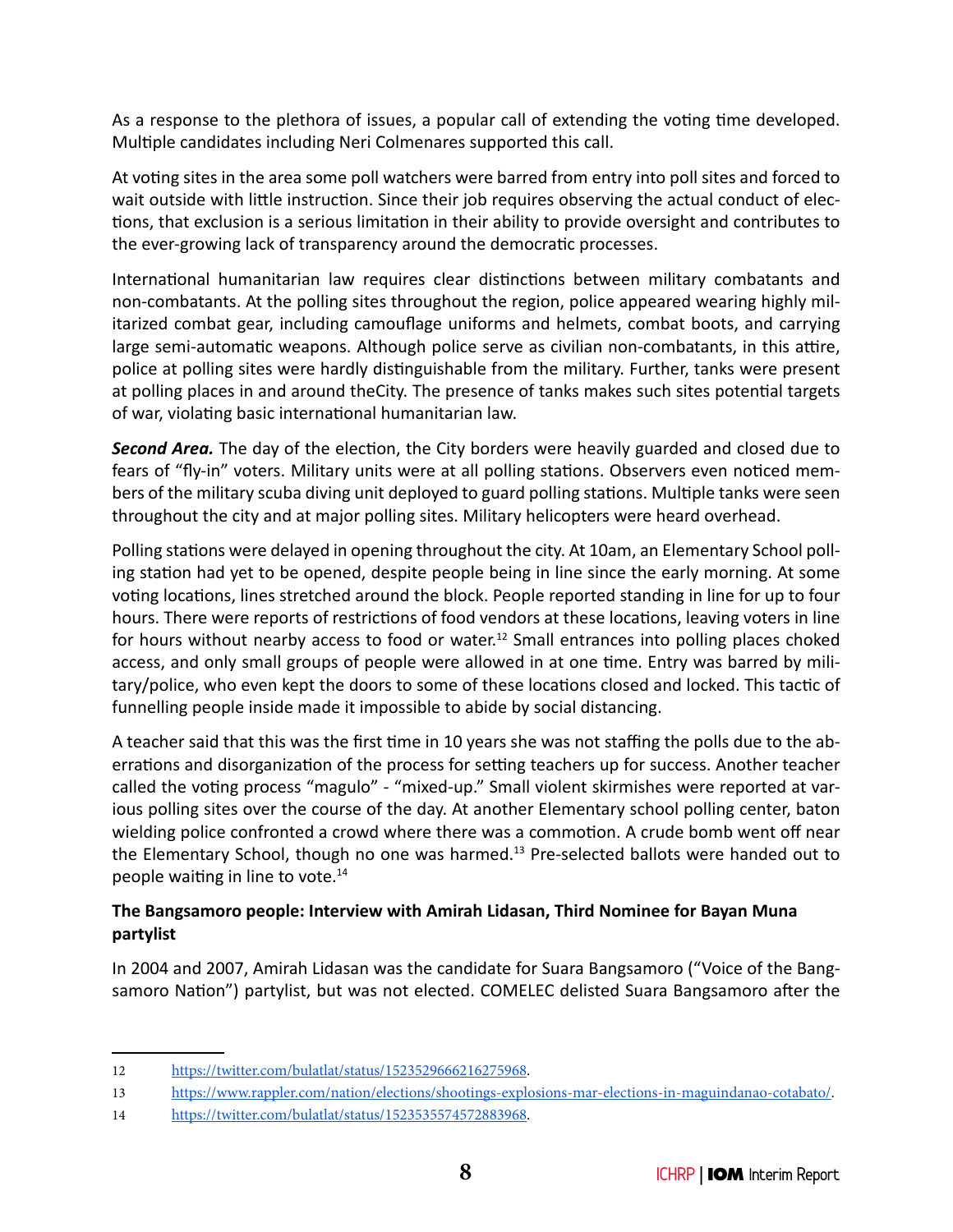As a response to the plethora of issues, a popular call of extending the voting time developed. Multiple candidates including Neri Colmenares supported this call.

At voting sites in the area some poll watchers were barred from entry into poll sites and forced to wait outside with little instruction. Since their job requires observing the actual conduct of elections, that exclusion is a serious limitation in their ability to provide oversight and contributes to the ever-growing lack of transparency around the democratic processes.

International humanitarian law requires clear distinctions between military combatants and non-combatants. At the polling sites throughout the region, police appeared wearing highly militarized combat gear, including camouflage uniforms and helmets, combat boots, and carrying large semi-automatic weapons. Although police serve as civilian non-combatants, in this attire, police at polling sites were hardly distinguishable from the military. Further, tanks were present at polling places in and around theCity. The presence of tanks makes such sites potential targets of war, violating basic international humanitarian law.

***Second Area.*** The day of the election, the City borders were heavily guarded and closed due to fears of "fly-in" voters. Military units were at all polling stations. Observers even noticed members of the military scuba diving unit deployed to guard polling stations. Multiple tanks were seen throughout the city and at major polling sites. Military helicopters were heard overhead.

Polling stations were delayed in opening throughout the city. At 10am, an Elementary School polling station had yet to be opened, despite people being in line since the early morning. At some voting locations, lines stretched around the block. People reported standing in line for up to four hours. There were reports of restrictions of food vendors at these locations, leaving voters in line for hours without nearby access to food or water.[12] Small entrances into polling places choked access, and only small groups of people were allowed in at one time. Entry was barred by military/police, who even kept the doors to some of these locations closed and locked. This tactic of funnelling people inside made it impossible to abide by social distancing.

A teacher said that this was the first time in 10 years she was not staffing the polls due to the aberrations and disorganization of the process for setting teachers up for success. Another teacher called the voting process "magulo" - "mixed-up." Small violent skirmishes were reported at various polling sites over the course of the day. At another Elementary school polling center, baton wielding police confronted a crowd where there was a commotion. A crude bomb went off near the Elementary School, though no one was harmed.[13] Pre-selected ballots were handed out to people waiting in line to vote.[14]

**The Bangsamoro people: Interview with Amirah Lidasan, Third Nominee for Bayan Muna partylist**

In 2004 and 2007, Amirah Lidasan was the candidate for Suara Bangsamoro ("Voice of the Bangsamoro Nation") partylist, but was not elected. COMELEC delisted Suara Bangsamoro after the

---

12 https://twitter.com/bulatlat/status/1523529666216275968.

13 https://www.rappler.com/nation/elections/shootings-explosions-mar-elections-in-maguindanao-cotabato/.

14 https://twitter.com/bulatlat/status/1523535574572883968.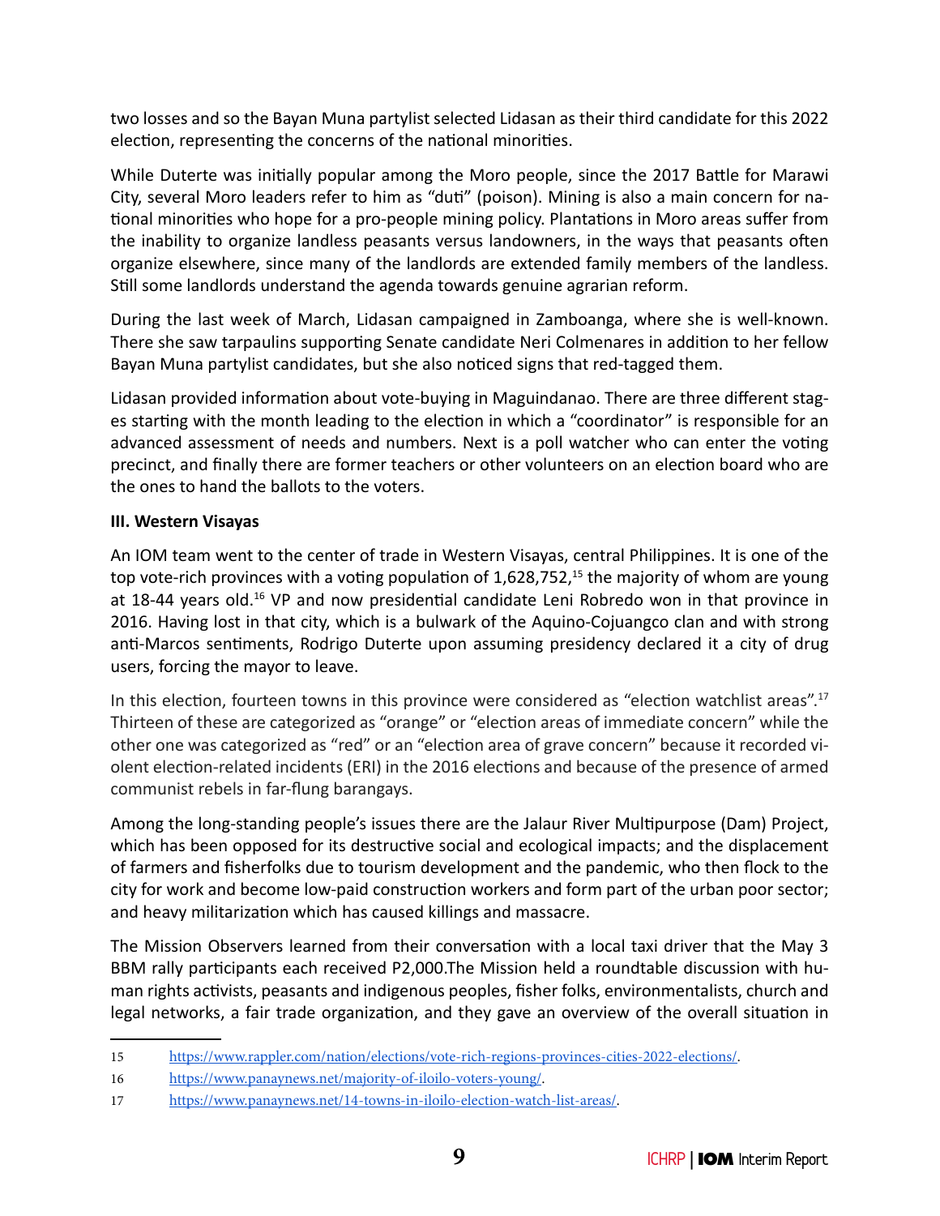two losses and so the Bayan Muna partylist selected Lidasan as their third candidate for this 2022 election, representing the concerns of the national minorities.

While Duterte was initially popular among the Moro people, since the 2017 Battle for Marawi City, several Moro leaders refer to him as "duti" (poison). Mining is also a main concern for national minorities who hope for a pro-people mining policy. Plantations in Moro areas suffer from the inability to organize landless peasants versus landowners, in the ways that peasants often organize elsewhere, since many of the landlords are extended family members of the landless. Still some landlords understand the agenda towards genuine agrarian reform.

During the last week of March, Lidasan campaigned in Zamboanga, where she is well-known. There she saw tarpaulins supporting Senate candidate Neri Colmenares in addition to her fellow Bayan Muna partylist candidates, but she also noticed signs that red-tagged them.

Lidasan provided information about vote-buying in Maguindanao. There are three different stages starting with the month leading to the election in which a "coordinator" is responsible for an advanced assessment of needs and numbers. Next is a poll watcher who can enter the voting precinct, and finally there are former teachers or other volunteers on an election board who are the ones to hand the ballots to the voters.

### III. Western Visayas

An IOM team went to the center of trade in Western Visayas, central Philippines. It is one of the top vote-rich provinces with a voting population of 1,628,752,[15] the majority of whom are young at 18-44 years old.[16] VP and now presidential candidate Leni Robredo won in that province in 2016. Having lost in that city, which is a bulwark of the Aquino-Cojuangco clan and with strong anti-Marcos sentiments, Rodrigo Duterte upon assuming presidency declared it a city of drug users, forcing the mayor to leave.

In this election, fourteen towns in this province were considered as "election watchlist areas".[17] Thirteen of these are categorized as "orange" or "election areas of immediate concern" while the other one was categorized as "red" or an "election area of grave concern" because it recorded violent election-related incidents (ERI) in the 2016 elections and because of the presence of armed communist rebels in far-flung barangays.

Among the long-standing people's issues there are the Jalaur River Multipurpose (Dam) Project, which has been opposed for its destructive social and ecological impacts; and the displacement of farmers and fisherfolks due to tourism development and the pandemic, who then flock to the city for work and become low-paid construction workers and form part of the urban poor sector; and heavy militarization which has caused killings and massacre.

The Mission Observers learned from their conversation with a local taxi driver that the May 3 BBM rally participants each received P2,000.The Mission held a roundtable discussion with human rights activists, peasants and indigenous peoples, fisher folks, environmentalists, church and legal networks, a fair trade organization, and they gave an overview of the overall situation in

---

15 https://www.rappler.com/nation/elections/vote-rich-regions-provinces-cities-2022-elections/.

16 https://www.panaynews.net/majority-of-iloilo-voters-young/.

17 https://www.panaynews.net/14-towns-in-iloilo-election-watch-list-areas/.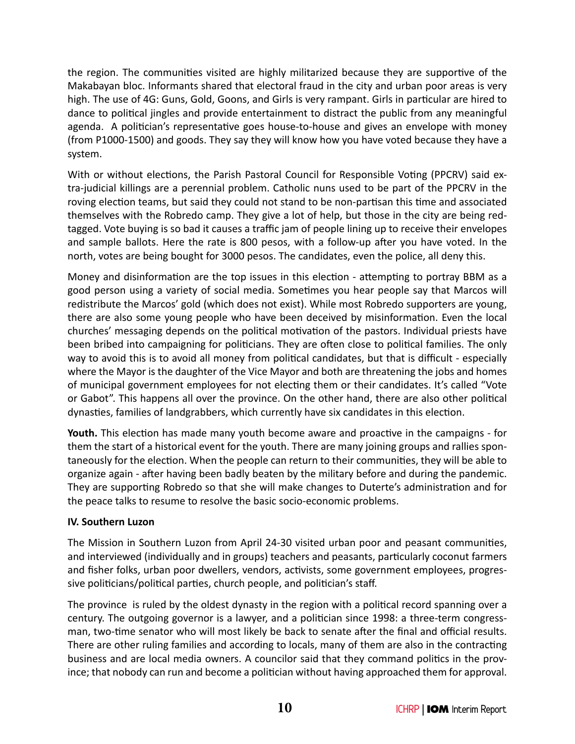the region. The communities visited are highly militarized because they are supportive of the Makabayan bloc. Informants shared that electoral fraud in the city and urban poor areas is very high. The use of 4G: Guns, Gold, Goons, and Girls is very rampant. Girls in particular are hired to dance to political jingles and provide entertainment to distract the public from any meaningful agenda. A politician's representative goes house-to-house and gives an envelope with money (from P1000-1500) and goods. They say they will know how you have voted because they have a system.

With or without elections, the Parish Pastoral Council for Responsible Voting (PPCRV) said extra-judicial killings are a perennial problem. Catholic nuns used to be part of the PPCRV in the roving election teams, but said they could not stand to be non-partisan this time and associated themselves with the Robredo camp. They give a lot of help, but those in the city are being red-tagged. Vote buying is so bad it causes a traffic jam of people lining up to receive their envelopes and sample ballots. Here the rate is 800 pesos, with a follow-up after you have voted. In the north, votes are being bought for 3000 pesos. The candidates, even the police, all deny this.

Money and disinformation are the top issues in this election - attempting to portray BBM as a good person using a variety of social media. Sometimes you hear people say that Marcos will redistribute the Marcos' gold (which does not exist). While most Robredo supporters are young, there are also some young people who have been deceived by misinformation. Even the local churches' messaging depends on the political motivation of the pastors. Individual priests have been bribed into campaigning for politicians. They are often close to political families. The only way to avoid this is to avoid all money from political candidates, but that is difficult - especially where the Mayor is the daughter of the Vice Mayor and both are threatening the jobs and homes of municipal government employees for not electing them or their candidates. It's called "Vote or Gabot". This happens all over the province. On the other hand, there are also other political dynasties, families of landgrabbers, which currently have six candidates in this election.

**Youth.** This election has made many youth become aware and proactive in the campaigns - for them the start of a historical event for the youth. There are many joining groups and rallies spontaneously for the election. When the people can return to their communities, they will be able to organize again - after having been badly beaten by the military before and during the pandemic. They are supporting Robredo so that she will make changes to Duterte's administration and for the peace talks to resume to resolve the basic socio-economic problems.

### IV. Southern Luzon

The Mission in Southern Luzon from April 24-30 visited urban poor and peasant communities, and interviewed (individually and in groups) teachers and peasants, particularly coconut farmers and fisher folks, urban poor dwellers, vendors, activists, some government employees, progressive politicians/political parties, church people, and politician's staff.

The province is ruled by the oldest dynasty in the region with a political record spanning over a century. The outgoing governor is a lawyer, and a politician since 1998: a three-term congressman, two-time senator who will most likely be back to senate after the final and official results. There are other ruling families and according to locals, many of them are also in the contracting business and are local media owners. A councilor said that they command politics in the province; that nobody can run and become a politician without having approached them for approval.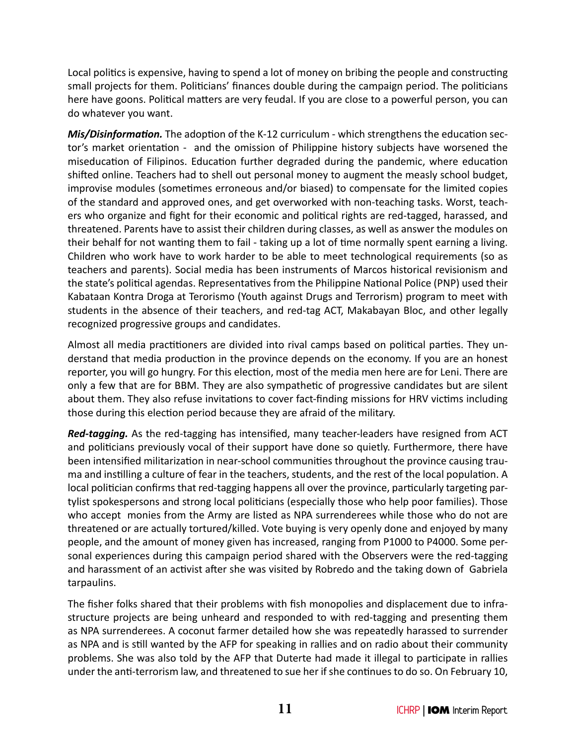Local politics is expensive, having to spend a lot of money on bribing the people and constructing small projects for them. Politicians' finances double during the campaign period. The politicians here have goons. Political matters are very feudal. If you are close to a powerful person, you can do whatever you want.

***Mis/Disinformation.*** The adoption of the K-12 curriculum - which strengthens the education sector's market orientation - and the omission of Philippine history subjects have worsened the miseducation of Filipinos. Education further degraded during the pandemic, where education shifted online. Teachers had to shell out personal money to augment the measly school budget, improvise modules (sometimes erroneous and/or biased) to compensate for the limited copies of the standard and approved ones, and get overworked with non-teaching tasks. Worst, teachers who organize and fight for their economic and political rights are red-tagged, harassed, and threatened. Parents have to assist their children during classes, as well as answer the modules on their behalf for not wanting them to fail - taking up a lot of time normally spent earning a living. Children who work have to work harder to be able to meet technological requirements (so as teachers and parents). Social media has been instruments of Marcos historical revisionism and the state's political agendas. Representatives from the Philippine National Police (PNP) used their Kabataan Kontra Droga at Terorismo (Youth against Drugs and Terrorism) program to meet with students in the absence of their teachers, and red-tag ACT, Makabayan Bloc, and other legally recognized progressive groups and candidates.

Almost all media practitioners are divided into rival camps based on political parties. They understand that media production in the province depends on the economy. If you are an honest reporter, you will go hungry. For this election, most of the media men here are for Leni. There are only a few that are for BBM. They are also sympathetic of progressive candidates but are silent about them. They also refuse invitations to cover fact-finding missions for HRV victims including those during this election period because they are afraid of the military.

***Red-tagging.*** As the red-tagging has intensified, many teacher-leaders have resigned from ACT and politicians previously vocal of their support have done so quietly. Furthermore, there have been intensified militarization in near-school communities throughout the province causing trauma and instilling a culture of fear in the teachers, students, and the rest of the local population. A local politician confirms that red-tagging happens all over the province, particularly targeting partylist spokespersons and strong local politicians (especially those who help poor families). Those who accept monies from the Army are listed as NPA surrenderees while those who do not are threatened or are actually tortured/killed. Vote buying is very openly done and enjoyed by many people, and the amount of money given has increased, ranging from P1000 to P4000. Some personal experiences during this campaign period shared with the Observers were the red-tagging and harassment of an activist after she was visited by Robredo and the taking down of Gabriela tarpaulins.

The fisher folks shared that their problems with fish monopolies and displacement due to infrastructure projects are being unheard and responded to with red-tagging and presenting them as NPA surrenderees. A coconut farmer detailed how she was repeatedly harassed to surrender as NPA and is still wanted by the AFP for speaking in rallies and on radio about their community problems. She was also told by the AFP that Duterte had made it illegal to participate in rallies under the anti-terrorism law, and threatened to sue her if she continues to do so. On February 10,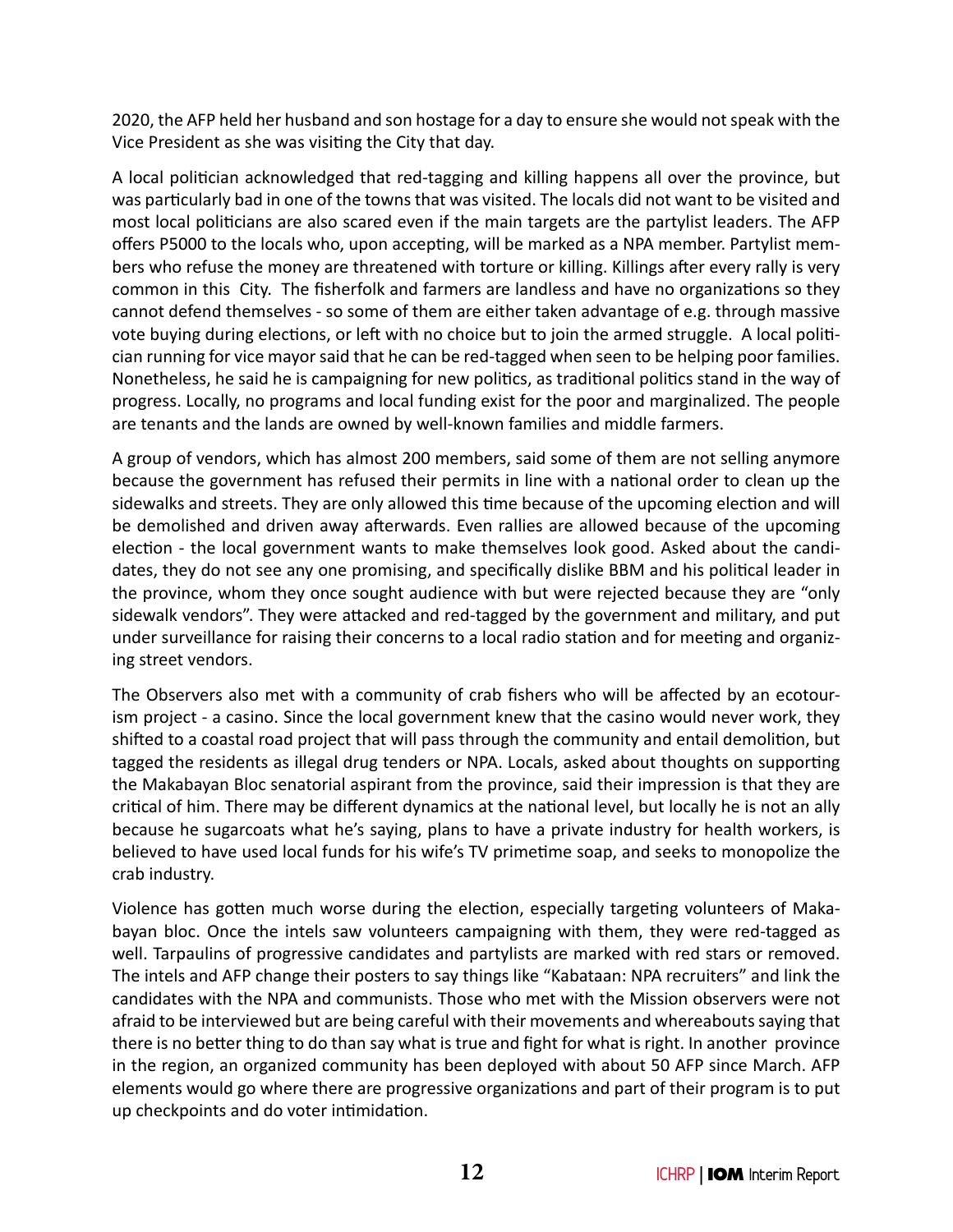2020, the AFP held her husband and son hostage for a day to ensure she would not speak with the Vice President as she was visiting the City that day.

A local politician acknowledged that red-tagging and killing happens all over the province, but was particularly bad in one of the towns that was visited. The locals did not want to be visited and most local politicians are also scared even if the main targets are the partylist leaders. The AFP offers P5000 to the locals who, upon accepting, will be marked as a NPA member. Partylist members who refuse the money are threatened with torture or killing. Killings after every rally is very common in this City. The fisherfolk and farmers are landless and have no organizations so they cannot defend themselves - so some of them are either taken advantage of e.g. through massive vote buying during elections, or left with no choice but to join the armed struggle. A local politician running for vice mayor said that he can be red-tagged when seen to be helping poor families. Nonetheless, he said he is campaigning for new politics, as traditional politics stand in the way of progress. Locally, no programs and local funding exist for the poor and marginalized. The people are tenants and the lands are owned by well-known families and middle farmers.

A group of vendors, which has almost 200 members, said some of them are not selling anymore because the government has refused their permits in line with a national order to clean up the sidewalks and streets. They are only allowed this time because of the upcoming election and will be demolished and driven away afterwards. Even rallies are allowed because of the upcoming election - the local government wants to make themselves look good. Asked about the candidates, they do not see any one promising, and specifically dislike BBM and his political leader in the province, whom they once sought audience with but were rejected because they are "only sidewalk vendors". They were attacked and red-tagged by the government and military, and put under surveillance for raising their concerns to a local radio station and for meeting and organizing street vendors.

The Observers also met with a community of crab fishers who will be affected by an ecotourism project - a casino. Since the local government knew that the casino would never work, they shifted to a coastal road project that will pass through the community and entail demolition, but tagged the residents as illegal drug tenders or NPA. Locals, asked about thoughts on supporting the Makabayan Bloc senatorial aspirant from the province, said their impression is that they are critical of him. There may be different dynamics at the national level, but locally he is not an ally because he sugarcoats what he's saying, plans to have a private industry for health workers, is believed to have used local funds for his wife's TV primetime soap, and seeks to monopolize the crab industry.

Violence has gotten much worse during the election, especially targeting volunteers of Makabayan bloc. Once the intels saw volunteers campaigning with them, they were red-tagged as well. Tarpaulins of progressive candidates and partylists are marked with red stars or removed. The intels and AFP change their posters to say things like "Kabataan: NPA recruiters" and link the candidates with the NPA and communists. Those who met with the Mission observers were not afraid to be interviewed but are being careful with their movements and whereabouts saying that there is no better thing to do than say what is true and fight for what is right. In another province in the region, an organized community has been deployed with about 50 AFP since March. AFP elements would go where there are progressive organizations and part of their program is to put up checkpoints and do voter intimidation.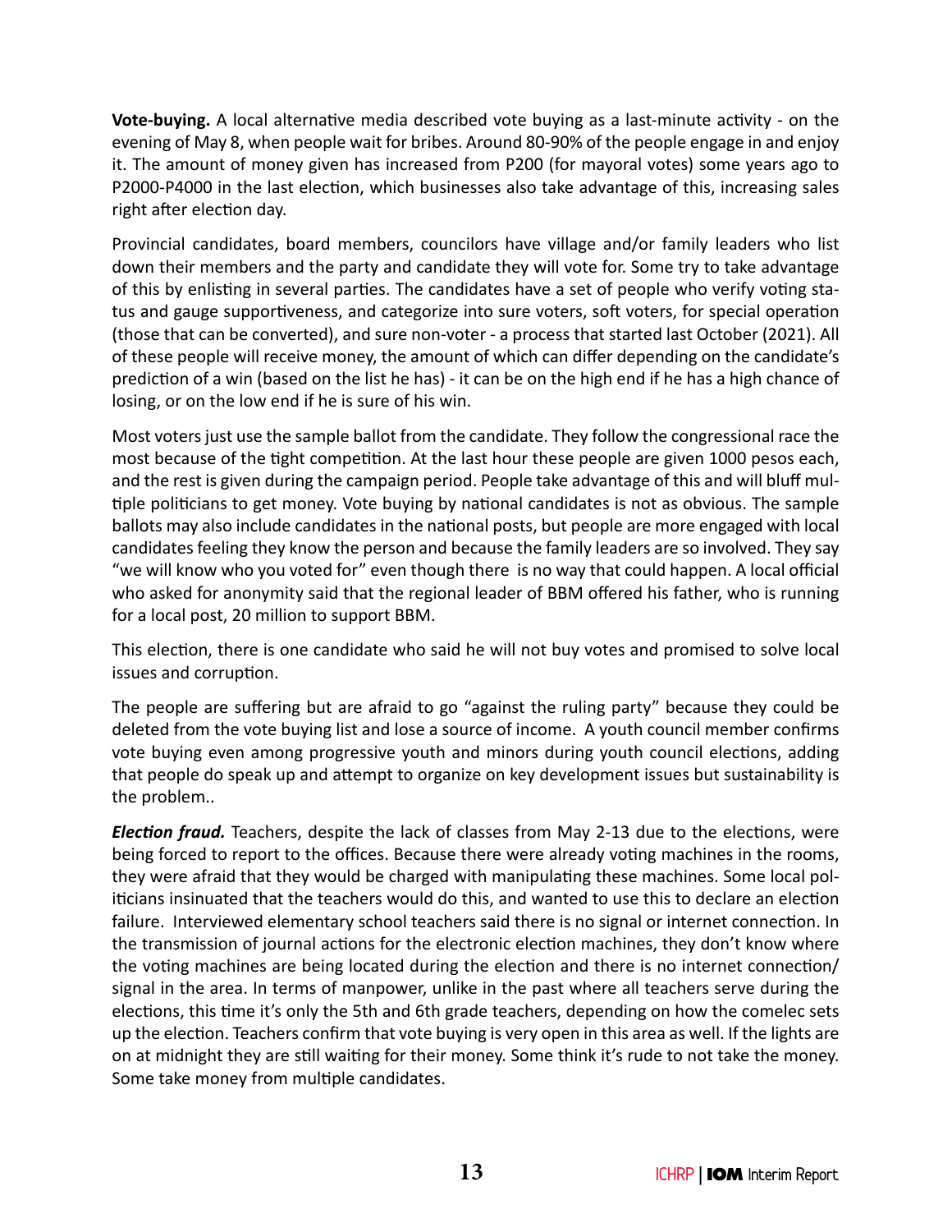**Vote-buying.** A local alternative media described vote buying as a last-minute activity - on the evening of May 8, when people wait for bribes. Around 80-90% of the people engage in and enjoy it. The amount of money given has increased from P200 (for mayoral votes) some years ago to P2000-P4000 in the last election, which businesses also take advantage of this, increasing sales right after election day.

Provincial candidates, board members, councilors have village and/or family leaders who list down their members and the party and candidate they will vote for. Some try to take advantage of this by enlisting in several parties. The candidates have a set of people who verify voting status and gauge supportiveness, and categorize into sure voters, soft voters, for special operation (those that can be converted), and sure non-voter - a process that started last October (2021). All of these people will receive money, the amount of which can differ depending on the candidate's prediction of a win (based on the list he has) - it can be on the high end if he has a high chance of losing, or on the low end if he is sure of his win.

Most voters just use the sample ballot from the candidate. They follow the congressional race the most because of the tight competition. At the last hour these people are given 1000 pesos each, and the rest is given during the campaign period. People take advantage of this and will bluff multiple politicians to get money. Vote buying by national candidates is not as obvious. The sample ballots may also include candidates in the national posts, but people are more engaged with local candidates feeling they know the person and because the family leaders are so involved. They say "we will know who you voted for" even though there is no way that could happen. A local official who asked for anonymity said that the regional leader of BBM offered his father, who is running for a local post, 20 million to support BBM.

This election, there is one candidate who said he will not buy votes and promised to solve local issues and corruption.

The people are suffering but are afraid to go "against the ruling party" because they could be deleted from the vote buying list and lose a source of income. A youth council member confirms vote buying even among progressive youth and minors during youth council elections, adding that people do speak up and attempt to organize on key development issues but sustainability is the problem..

***Election fraud.*** Teachers, despite the lack of classes from May 2-13 due to the elections, were being forced to report to the offices. Because there were already voting machines in the rooms, they were afraid that they would be charged with manipulating these machines. Some local politicians insinuated that the teachers would do this, and wanted to use this to declare an election failure. Interviewed elementary school teachers said there is no signal or internet connection. In the transmission of journal actions for the electronic election machines, they don't know where the voting machines are being located during the election and there is no internet connection/ signal in the area. In terms of manpower, unlike in the past where all teachers serve during the elections, this time it's only the 5th and 6th grade teachers, depending on how the comelec sets up the election. Teachers confirm that vote buying is very open in this area as well. If the lights are on at midnight they are still waiting for their money. Some think it's rude to not take the money. Some take money from multiple candidates.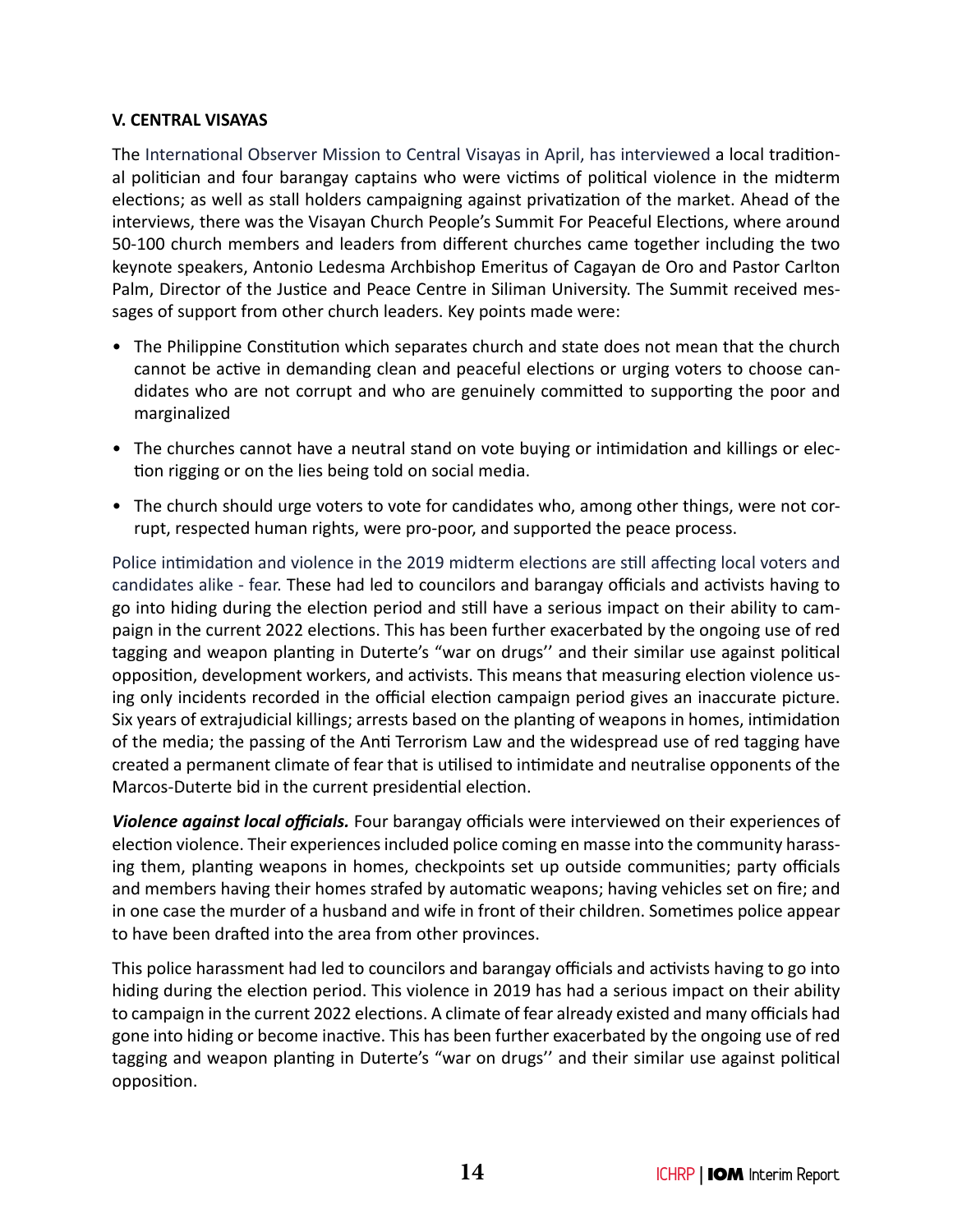## V. CENTRAL VISAYAS

The International Observer Mission to Central Visayas in April, has interviewed a local traditional politician and four barangay captains who were victims of political violence in the midterm elections; as well as stall holders campaigning against privatization of the market. Ahead of the interviews, there was the Visayan Church People's Summit For Peaceful Elections, where around 50-100 church members and leaders from different churches came together including the two keynote speakers, Antonio Ledesma Archbishop Emeritus of Cagayan de Oro and Pastor Carlton Palm, Director of the Justice and Peace Centre in Siliman University. The Summit received messages of support from other church leaders. Key points made were:

- The Philippine Constitution which separates church and state does not mean that the church cannot be active in demanding clean and peaceful elections or urging voters to choose candidates who are not corrupt and who are genuinely committed to supporting the poor and marginalized
- The churches cannot have a neutral stand on vote buying or intimidation and killings or election rigging or on the lies being told on social media.
- The church should urge voters to vote for candidates who, among other things, were not corrupt, respected human rights, were pro-poor, and supported the peace process.

Police intimidation and violence in the 2019 midterm elections are still affecting local voters and candidates alike - fear. These had led to councilors and barangay officials and activists having to go into hiding during the election period and still have a serious impact on their ability to campaign in the current 2022 elections. This has been further exacerbated by the ongoing use of red tagging and weapon planting in Duterte's "war on drugs'' and their similar use against political opposition, development workers, and activists. This means that measuring election violence using only incidents recorded in the official election campaign period gives an inaccurate picture. Six years of extrajudicial killings; arrests based on the planting of weapons in homes, intimidation of the media; the passing of the Anti Terrorism Law and the widespread use of red tagging have created a permanent climate of fear that is utilised to intimidate and neutralise opponents of the Marcos-Duterte bid in the current presidential election.

***Violence against local officials.*** Four barangay officials were interviewed on their experiences of election violence. Their experiences included police coming en masse into the community harassing them, planting weapons in homes, checkpoints set up outside communities; party officials and members having their homes strafed by automatic weapons; having vehicles set on fire; and in one case the murder of a husband and wife in front of their children. Sometimes police appear to have been drafted into the area from other provinces.

This police harassment had led to councilors and barangay officials and activists having to go into hiding during the election period. This violence in 2019 has had a serious impact on their ability to campaign in the current 2022 elections. A climate of fear already existed and many officials had gone into hiding or become inactive. This has been further exacerbated by the ongoing use of red tagging and weapon planting in Duterte's "war on drugs'' and their similar use against political opposition.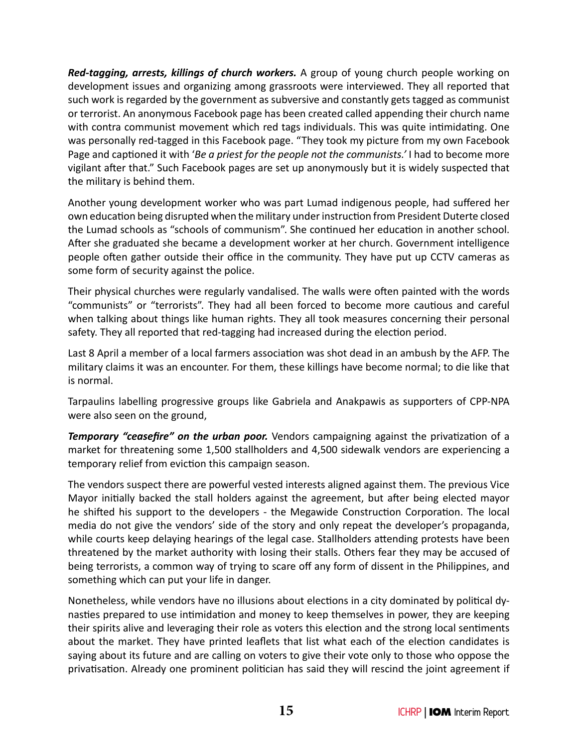***Red-tagging, arrests, killings of church workers.*** A group of young church people working on development issues and organizing among grassroots were interviewed. They all reported that such work is regarded by the government as subversive and constantly gets tagged as communist or terrorist. An anonymous Facebook page has been created called appending their church name with contra communist movement which red tags individuals. This was quite intimidating. One was personally red-tagged in this Facebook page. "They took my picture from my own Facebook Page and captioned it with '*Be a priest for the people not the communists.*' I had to become more vigilant after that." Such Facebook pages are set up anonymously but it is widely suspected that the military is behind them.

Another young development worker who was part Lumad indigenous people, had suffered her own education being disrupted when the military under instruction from President Duterte closed the Lumad schools as "schools of communism". She continued her education in another school. After she graduated she became a development worker at her church. Government intelligence people often gather outside their office in the community. They have put up CCTV cameras as some form of security against the police.

Their physical churches were regularly vandalised. The walls were often painted with the words "communists" or "terrorists". They had all been forced to become more cautious and careful when talking about things like human rights. They all took measures concerning their personal safety. They all reported that red-tagging had increased during the election period.

Last 8 April a member of a local farmers association was shot dead in an ambush by the AFP. The military claims it was an encounter. For them, these killings have become normal; to die like that is normal.

Tarpaulins labelling progressive groups like Gabriela and Anakpawis as supporters of CPP-NPA were also seen on the ground,

***Temporary "ceasefire" on the urban poor.*** Vendors campaigning against the privatization of a market for threatening some 1,500 stallholders and 4,500 sidewalk vendors are experiencing a temporary relief from eviction this campaign season.

The vendors suspect there are powerful vested interests aligned against them. The previous Vice Mayor initially backed the stall holders against the agreement, but after being elected mayor he shifted his support to the developers - the Megawide Construction Corporation. The local media do not give the vendors' side of the story and only repeat the developer's propaganda, while courts keep delaying hearings of the legal case. Stallholders attending protests have been threatened by the market authority with losing their stalls. Others fear they may be accused of being terrorists, a common way of trying to scare off any form of dissent in the Philippines, and something which can put your life in danger.

Nonetheless, while vendors have no illusions about elections in a city dominated by political dynasties prepared to use intimidation and money to keep themselves in power, they are keeping their spirits alive and leveraging their role as voters this election and the strong local sentiments about the market. They have printed leaflets that list what each of the election candidates is saying about its future and are calling on voters to give their vote only to those who oppose the privatisation. Already one prominent politician has said they will rescind the joint agreement if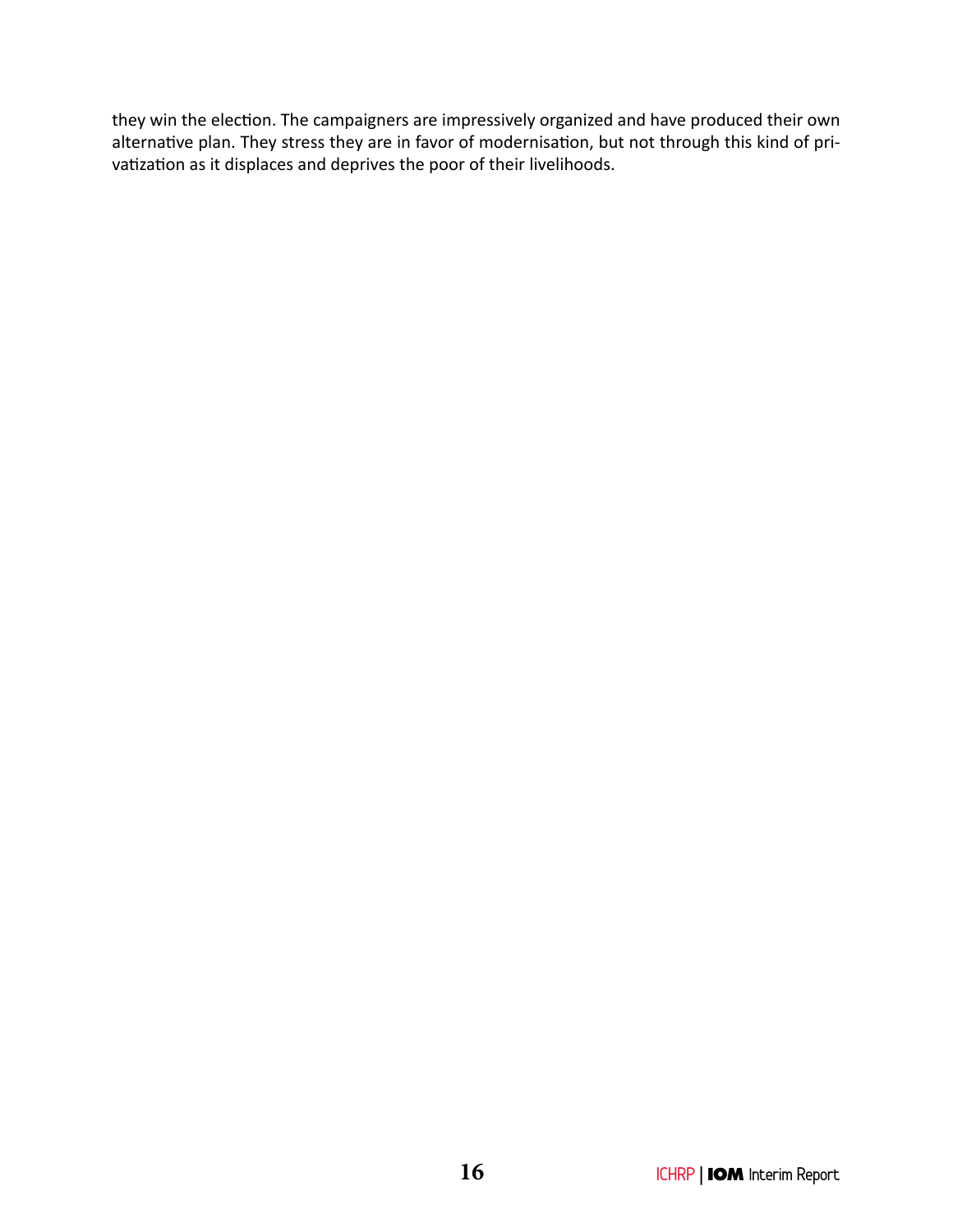they win the election. The campaigners are impressively organized and have produced their own alternative plan. They stress they are in favor of modernisation, but not through this kind of privatization as it displaces and deprives the poor of their livelihoods.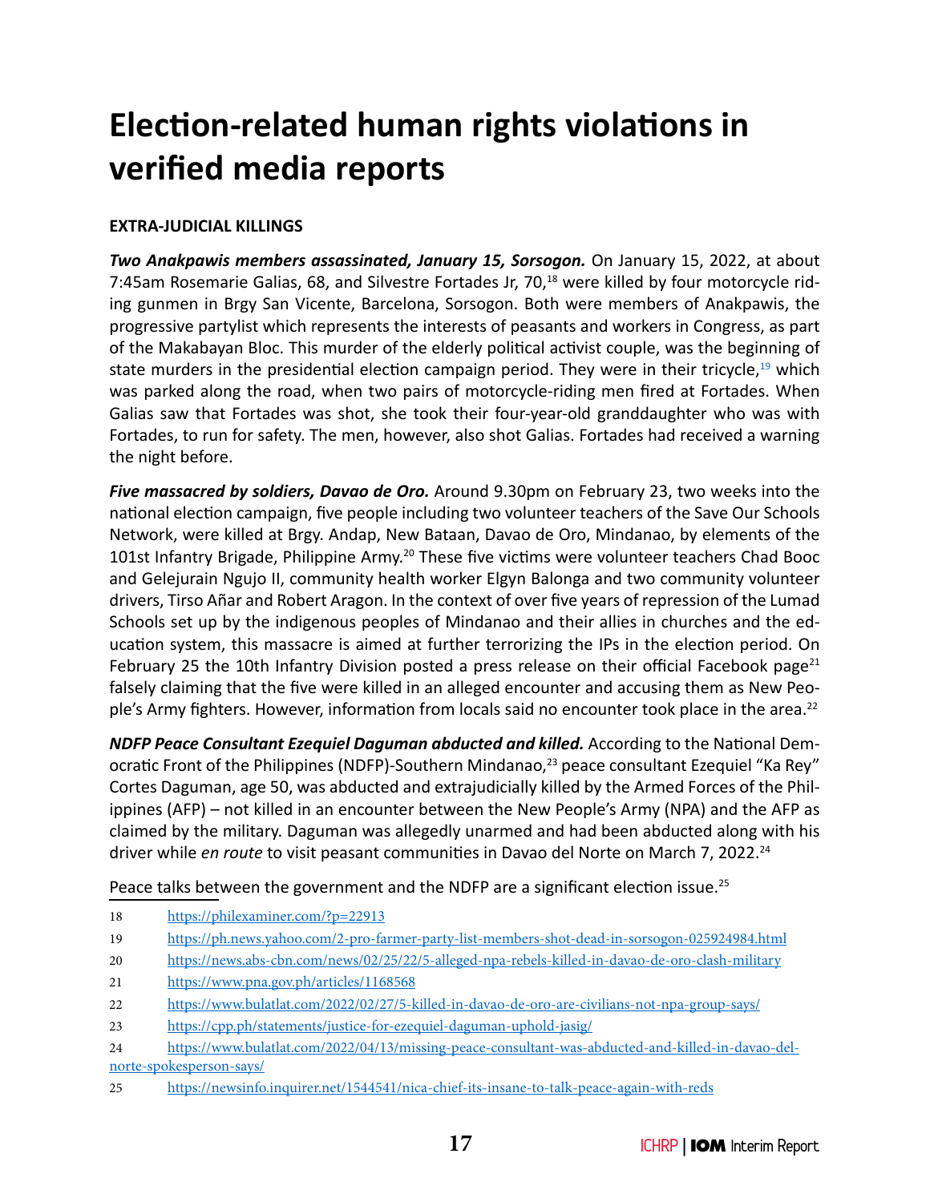# Election-related human rights violations in verified media reports

**EXTRA-JUDICIAL KILLINGS**

***Two Anakpawis members assassinated, January 15, Sorsogon.*** On January 15, 2022, at about 7:45am Rosemarie Galias, 68, and Silvestre Fortades Jr, 70,[18] were killed by four motorcycle riding gunmen in Brgy San Vicente, Barcelona, Sorsogon. Both were members of Anakpawis, the progressive partylist which represents the interests of peasants and workers in Congress, as part of the Makabayan Bloc. This murder of the elderly political activist couple, was the beginning of state murders in the presidential election campaign period. They were in their tricycle,[19] which was parked along the road, when two pairs of motorcycle-riding men fired at Fortades. When Galias saw that Fortades was shot, she took their four-year-old granddaughter who was with Fortades, to run for safety. The men, however, also shot Galias. Fortades had received a warning the night before.

***Five massacred by soldiers, Davao de Oro.*** Around 9.30pm on February 23, two weeks into the national election campaign, five people including two volunteer teachers of the Save Our Schools Network, were killed at Brgy. Andap, New Bataan, Davao de Oro, Mindanao, by elements of the 101st Infantry Brigade, Philippine Army.[20] These five victims were volunteer teachers Chad Booc and Gelejurain Ngujo II, community health worker Elgyn Balonga and two community volunteer drivers, Tirso Añar and Robert Aragon. In the context of over five years of repression of the Lumad Schools set up by the indigenous peoples of Mindanao and their allies in churches and the education system, this massacre is aimed at further terrorizing the IPs in the election period. On February 25 the 10th Infantry Division posted a press release on their official Facebook page[21] falsely claiming that the five were killed in an alleged encounter and accusing them as New People's Army fighters. However, information from locals said no encounter took place in the area.[22]

***NDFP Peace Consultant Ezequiel Daguman abducted and killed.*** According to the National Democratic Front of the Philippines (NDFP)-Southern Mindanao,[23] peace consultant Ezequiel "Ka Rey" Cortes Daguman, age 50, was abducted and extrajudicially killed by the Armed Forces of the Philippines (AFP) – not killed in an encounter between the New People's Army (NPA) and the AFP as claimed by the military. Daguman was allegedly unarmed and had been abducted along with his driver while *en route* to visit peasant communities in Davao del Norte on March 7, 2022.[24]

Peace talks between the government and the NDFP are a significant election issue.[25]

18 https://philexaminer.com/?p=22913

19 https://ph.news.yahoo.com/2-pro-farmer-party-list-members-shot-dead-in-sorsogon-025924984.html

20 https://news.abs-cbn.com/news/02/25/22/5-alleged-npa-rebels-killed-in-davao-de-oro-clash-military

21 https://www.pna.gov.ph/articles/1168568

22 https://www.bulatlat.com/2022/02/27/5-killed-in-davao-de-oro-are-civilians-not-npa-group-says/

23 https://cpp.ph/statements/justice-for-ezequiel-daguman-uphold-jasig/

24 https://www.bulatlat.com/2022/04/13/missing-peace-consultant-was-abducted-and-killed-in-davao-del-norte-spokesperson-says/

25 https://newsinfo.inquirer.net/1544541/nica-chief-its-insane-to-talk-peace-again-with-reds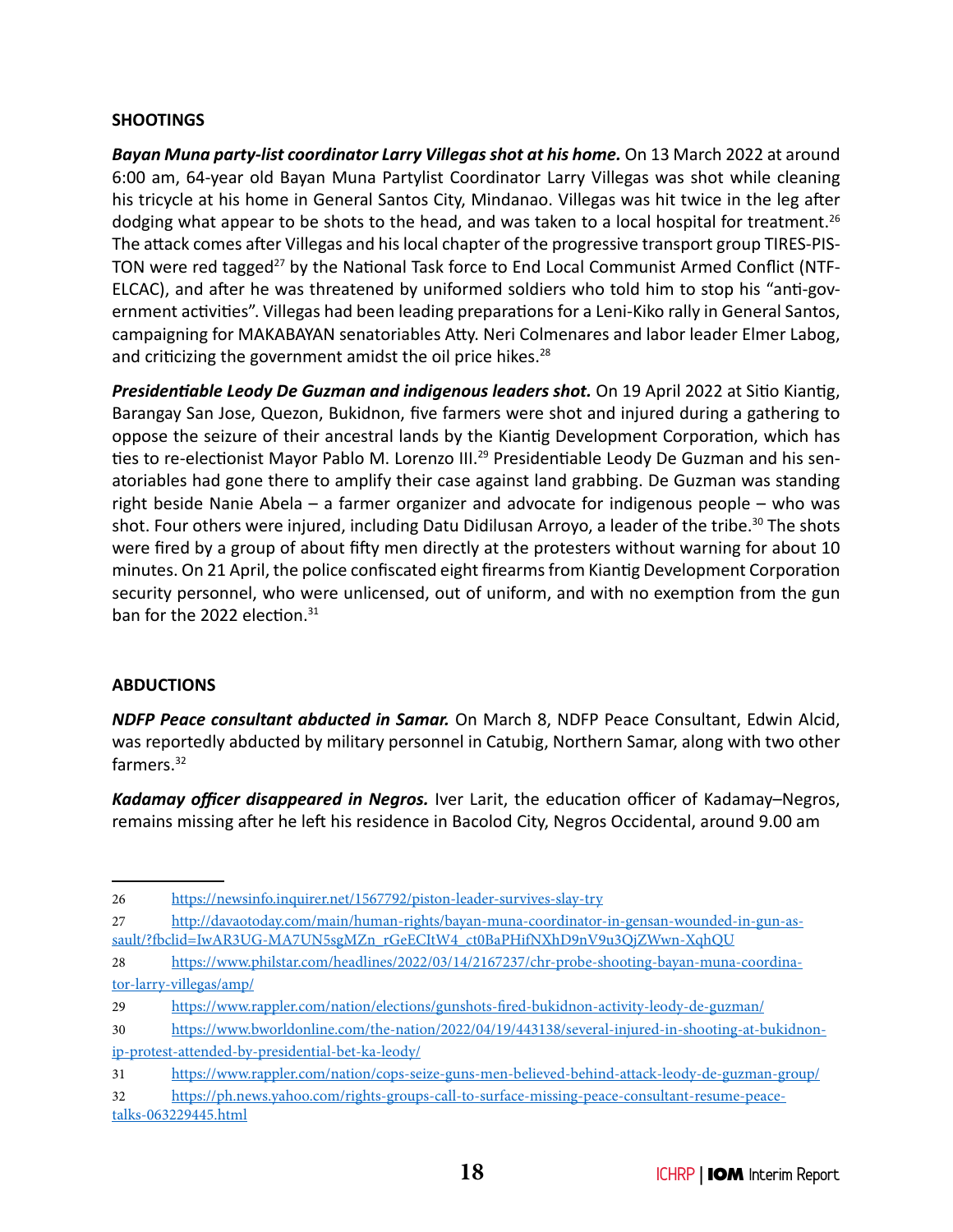## SHOOTINGS

***Bayan Muna party-list coordinator Larry Villegas shot at his home.*** On 13 March 2022 at around 6:00 am, 64-year old Bayan Muna Partylist Coordinator Larry Villegas was shot while cleaning his tricycle at his home in General Santos City, Mindanao. Villegas was hit twice in the leg after dodging what appear to be shots to the head, and was taken to a local hospital for treatment.[26] The attack comes after Villegas and his local chapter of the progressive transport group TIRES-PISTON were red tagged[27] by the National Task force to End Local Communist Armed Conflict (NTF-ELCAC), and after he was threatened by uniformed soldiers who told him to stop his "anti-government activities". Villegas had been leading preparations for a Leni-Kiko rally in General Santos, campaigning for MAKABAYAN senatoriables Atty. Neri Colmenares and labor leader Elmer Labog, and criticizing the government amidst the oil price hikes.[28]

***Presidentiable Leody De Guzman and indigenous leaders shot.*** On 19 April 2022 at Sitio Kiantig, Barangay San Jose, Quezon, Bukidnon, five farmers were shot and injured during a gathering to oppose the seizure of their ancestral lands by the Kiantig Development Corporation, which has ties to re-electionist Mayor Pablo M. Lorenzo III.[29] Presidentiable Leody De Guzman and his senatoriables had gone there to amplify their case against land grabbing. De Guzman was standing right beside Nanie Abela – a farmer organizer and advocate for indigenous people – who was shot. Four others were injured, including Datu Didilusan Arroyo, a leader of the tribe.[30] The shots were fired by a group of about fifty men directly at the protesters without warning for about 10 minutes. On 21 April, the police confiscated eight firearms from Kiantig Development Corporation security personnel, who were unlicensed, out of uniform, and with no exemption from the gun ban for the 2022 election.[31]

## ABDUCTIONS

***NDFP Peace consultant abducted in Samar.*** On March 8, NDFP Peace Consultant, Edwin Alcid, was reportedly abducted by military personnel in Catubig, Northern Samar, along with two other farmers.[32]

***Kadamay officer disappeared in Negros.*** Iver Larit, the education officer of Kadamay–Negros, remains missing after he left his residence in Bacolod City, Negros Occidental, around 9.00 am

---

26 https://newsinfo.inquirer.net/1567792/piston-leader-survives-slay-try

27 http://davaotoday.com/main/human-rights/bayan-muna-coordinator-in-gensan-wounded-in-gun-assault/?fbclid=IwAR3UG-MA7UN5sgMZn_rGeECItW4_ct0BaPHifNXhD9nV9u3QjZWwn-XqhQU

28 https://www.philstar.com/headlines/2022/03/14/2167237/chr-probe-shooting-bayan-muna-coordinator-larry-villegas/amp/

29 https://www.rappler.com/nation/elections/gunshots-fired-bukidnon-activity-leody-de-guzman/

30 https://www.bworldonline.com/the-nation/2022/04/19/443138/several-injured-in-shooting-at-bukidnon-ip-protest-attended-by-presidential-bet-ka-leody/

31 https://www.rappler.com/nation/cops-seize-guns-men-believed-behind-attack-leody-de-guzman-group/

32 https://ph.news.yahoo.com/rights-groups-call-to-surface-missing-peace-consultant-resume-peace-talks-063229445.html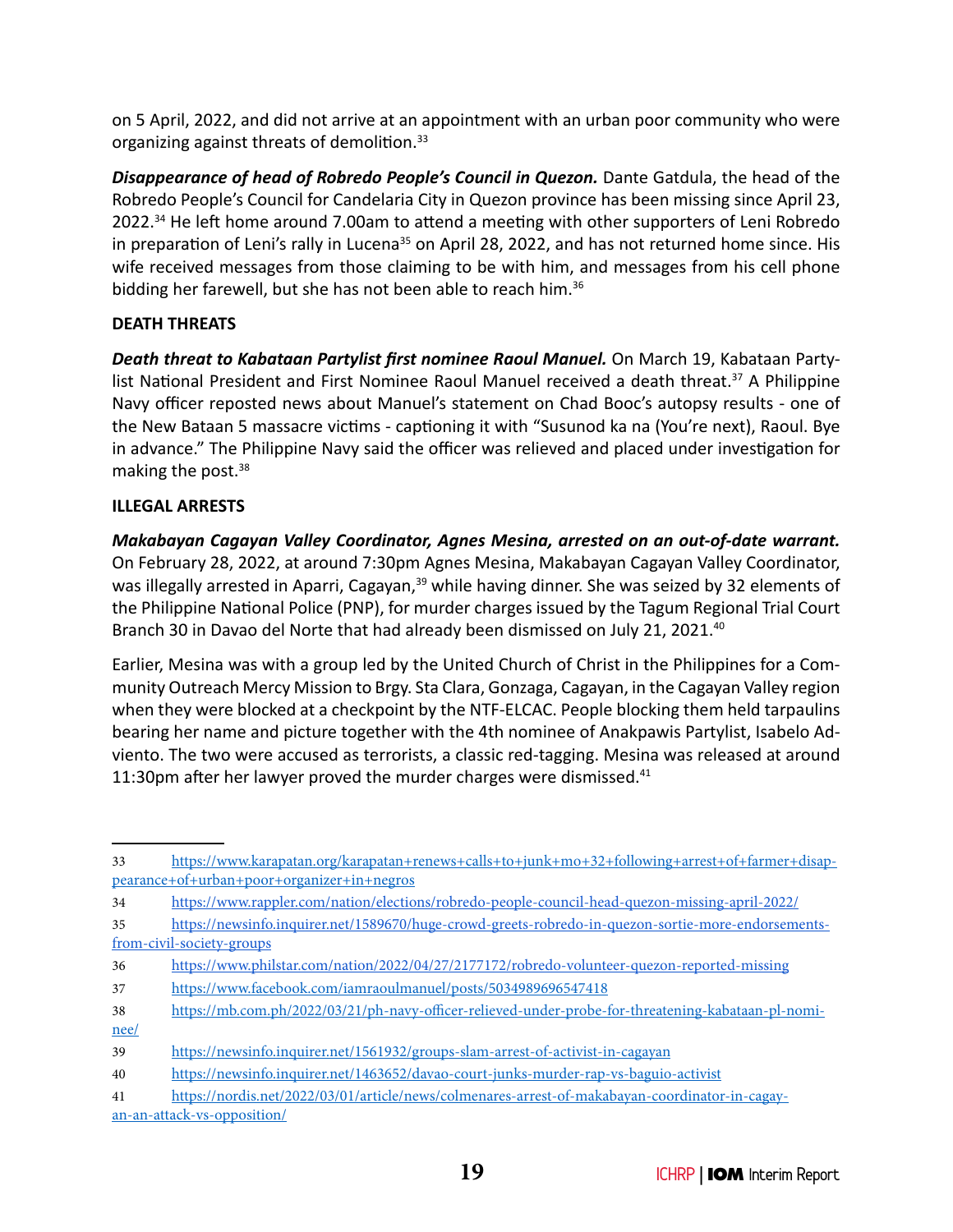on 5 April, 2022, and did not arrive at an appointment with an urban poor community who were organizing against threats of demolition.[33]

***Disappearance of head of Robredo People's Council in Quezon.*** Dante Gatdula, the head of the Robredo People's Council for Candelaria City in Quezon province has been missing since April 23, 2022.[34] He left home around 7.00am to attend a meeting with other supporters of Leni Robredo in preparation of Leni's rally in Lucena[35] on April 28, 2022, and has not returned home since. His wife received messages from those claiming to be with him, and messages from his cell phone bidding her farewell, but she has not been able to reach him.[36]

**DEATH THREATS**

***Death threat to Kabataan Partylist first nominee Raoul Manuel.*** On March 19, Kabataan Party-list National President and First Nominee Raoul Manuel received a death threat.[37] A Philippine Navy officer reposted news about Manuel's statement on Chad Booc's autopsy results - one of the New Bataan 5 massacre victims - captioning it with "Susunod ka na (You're next), Raoul. Bye in advance." The Philippine Navy said the officer was relieved and placed under investigation for making the post.[38]

**ILLEGAL ARRESTS**

***Makabayan Cagayan Valley Coordinator, Agnes Mesina, arrested on an out-of-date warrant.*** On February 28, 2022, at around 7:30pm Agnes Mesina, Makabayan Cagayan Valley Coordinator, was illegally arrested in Aparri, Cagayan,[39] while having dinner. She was seized by 32 elements of the Philippine National Police (PNP), for murder charges issued by the Tagum Regional Trial Court Branch 30 in Davao del Norte that had already been dismissed on July 21, 2021.[40]

Earlier, Mesina was with a group led by the United Church of Christ in the Philippines for a Community Outreach Mercy Mission to Brgy. Sta Clara, Gonzaga, Cagayan, in the Cagayan Valley region when they were blocked at a checkpoint by the NTF-ELCAC. People blocking them held tarpaulins bearing her name and picture together with the 4th nominee of Anakpawis Partylist, Isabelo Adviento. The two were accused as terrorists, a classic red-tagging. Mesina was released at around 11:30pm after her lawyer proved the murder charges were dismissed.[41]

---

33 https://www.karapatan.org/karapatan+renews+calls+to+junk+mo+32+following+arrest+of+farmer+disappearance+of+urban+poor+organizer+in+negros

34 https://www.rappler.com/nation/elections/robredo-people-council-head-quezon-missing-april-2022/

35 https://newsinfo.inquirer.net/1589670/huge-crowd-greets-robredo-in-quezon-sortie-more-endorsements-from-civil-society-groups

36 https://www.philstar.com/nation/2022/04/27/2177172/robredo-volunteer-quezon-reported-missing

37 https://www.facebook.com/iamraoulmanuel/posts/5034989696547418

38 https://mb.com.ph/2022/03/21/ph-navy-officer-relieved-under-probe-for-threatening-kabataan-pl-nominee/

39 https://newsinfo.inquirer.net/1561932/groups-slam-arrest-of-activist-in-cagayan

40 https://newsinfo.inquirer.net/1463652/davao-court-junks-murder-rap-vs-baguio-activist

41 https://nordis.net/2022/03/01/article/news/colmenares-arrest-of-makabayan-coordinator-in-cagayan-an-attack-vs-opposition/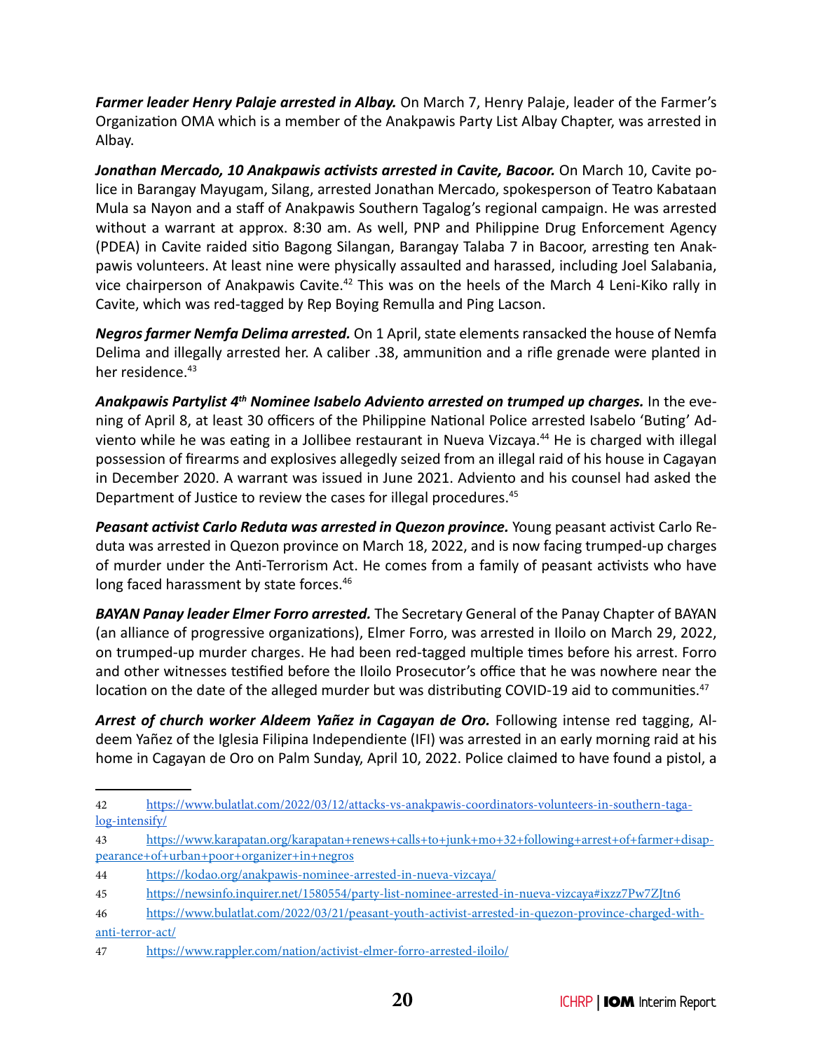***Farmer leader Henry Palaje arrested in Albay.*** On March 7, Henry Palaje, leader of the Farmer's Organization OMA which is a member of the Anakpawis Party List Albay Chapter, was arrested in Albay.

***Jonathan Mercado, 10 Anakpawis activists arrested in Cavite, Bacoor.*** On March 10, Cavite police in Barangay Mayugam, Silang, arrested Jonathan Mercado, spokesperson of Teatro Kabataan Mula sa Nayon and a staff of Anakpawis Southern Tagalog's regional campaign. He was arrested without a warrant at approx. 8:30 am. As well, PNP and Philippine Drug Enforcement Agency (PDEA) in Cavite raided sitio Bagong Silangan, Barangay Talaba 7 in Bacoor, arresting ten Anakpawis volunteers. At least nine were physically assaulted and harassed, including Joel Salabania, vice chairperson of Anakpawis Cavite.[42] This was on the heels of the March 4 Leni-Kiko rally in Cavite, which was red-tagged by Rep Boying Remulla and Ping Lacson.

***Negros farmer Nemfa Delima arrested.*** On 1 April, state elements ransacked the house of Nemfa Delima and illegally arrested her. A caliber .38, ammunition and a rifle grenade were planted in her residence.[43]

***Anakpawis Partylist 4th Nominee Isabelo Adviento arrested on trumped up charges.*** In the evening of April 8, at least 30 officers of the Philippine National Police arrested Isabelo 'Buting' Adviento while he was eating in a Jollibee restaurant in Nueva Vizcaya.[44] He is charged with illegal possession of firearms and explosives allegedly seized from an illegal raid of his house in Cagayan in December 2020. A warrant was issued in June 2021. Adviento and his counsel had asked the Department of Justice to review the cases for illegal procedures.[45]

***Peasant activist Carlo Reduta was arrested in Quezon province.*** Young peasant activist Carlo Reduta was arrested in Quezon province on March 18, 2022, and is now facing trumped-up charges of murder under the Anti-Terrorism Act. He comes from a family of peasant activists who have long faced harassment by state forces.[46]

***BAYAN Panay leader Elmer Forro arrested.*** The Secretary General of the Panay Chapter of BAYAN (an alliance of progressive organizations), Elmer Forro, was arrested in Iloilo on March 29, 2022, on trumped-up murder charges. He had been red-tagged multiple times before his arrest. Forro and other witnesses testified before the Iloilo Prosecutor's office that he was nowhere near the location on the date of the alleged murder but was distributing COVID-19 aid to communities.[47]

***Arrest of church worker Aldeem Yañez in Cagayan de Oro.*** Following intense red tagging, Aldeem Yañez of the Iglesia Filipina Independiente (IFI) was arrested in an early morning raid at his home in Cagayan de Oro on Palm Sunday, April 10, 2022. Police claimed to have found a pistol, a

---

42 https://www.bulatlat.com/2022/03/12/attacks-vs-anakpawis-coordinators-volunteers-in-southern-tagalog-intensify/

43 https://www.karapatan.org/karapatan+renews+calls+to+junk+mo+32+following+arrest+of+farmer+disappearance+of+urban+poor+organizer+in+negros

44 https://kodao.org/anakpawis-nominee-arrested-in-nueva-vizcaya/

45 https://newsinfo.inquirer.net/1580554/party-list-nominee-arrested-in-nueva-vizcaya#ixzz7Pw7ZJtn6

46 https://www.bulatlat.com/2022/03/21/peasant-youth-activist-arrested-in-quezon-province-charged-with-anti-terror-act/

47 https://www.rappler.com/nation/activist-elmer-forro-arrested-iloilo/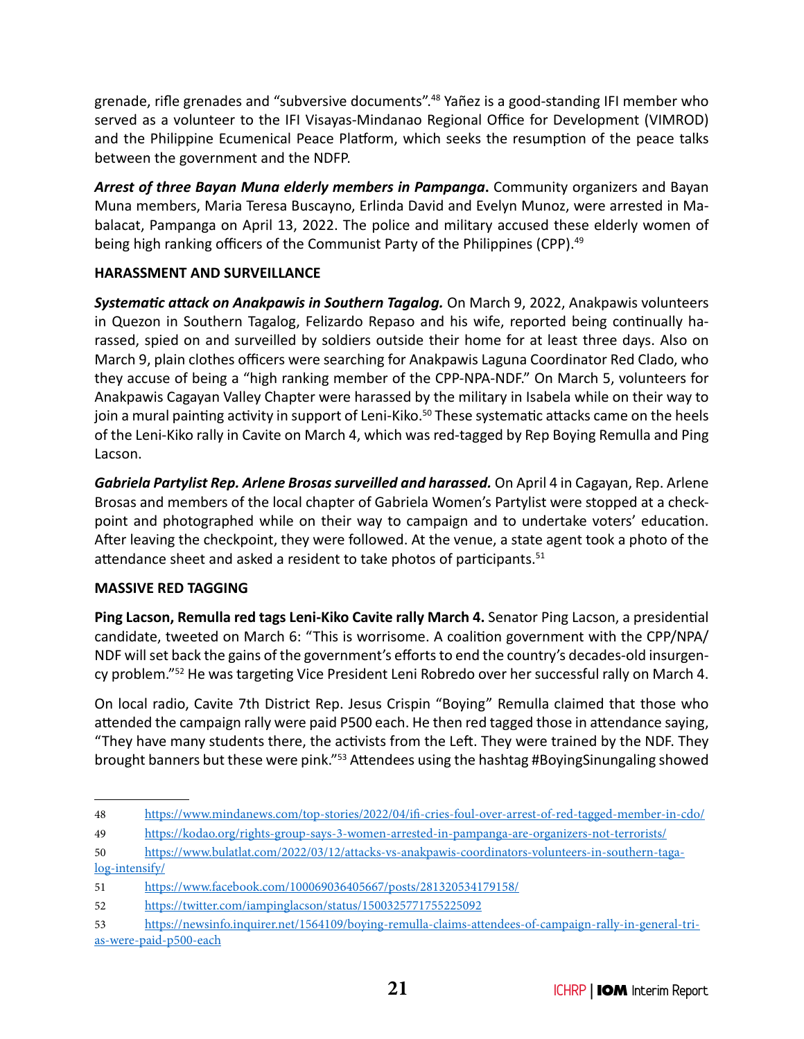grenade, rifle grenades and "subversive documents".[48] Yañez is a good-standing IFI member who served as a volunteer to the IFI Visayas-Mindanao Regional Office for Development (VIMROD) and the Philippine Ecumenical Peace Platform, which seeks the resumption of the peace talks between the government and the NDFP.

***Arrest of three Bayan Muna elderly members in Pampanga*.** Community organizers and Bayan Muna members, Maria Teresa Buscayno, Erlinda David and Evelyn Munoz, were arrested in Mabalacat, Pampanga on April 13, 2022. The police and military accused these elderly women of being high ranking officers of the Communist Party of the Philippines (CPP).[49]

**HARASSMENT AND SURVEILLANCE**

***Systematic attack on Anakpawis in Southern Tagalog.*** On March 9, 2022, Anakpawis volunteers in Quezon in Southern Tagalog, Felizardo Repaso and his wife, reported being continually harassed, spied on and surveilled by soldiers outside their home for at least three days. Also on March 9, plain clothes officers were searching for Anakpawis Laguna Coordinator Red Clado, who they accuse of being a "high ranking member of the CPP-NPA-NDF." On March 5, volunteers for Anakpawis Cagayan Valley Chapter were harassed by the military in Isabela while on their way to join a mural painting activity in support of Leni-Kiko.[50] These systematic attacks came on the heels of the Leni-Kiko rally in Cavite on March 4, which was red-tagged by Rep Boying Remulla and Ping Lacson.

***Gabriela Partylist Rep. Arlene Brosas surveilled and harassed.*** On April 4 in Cagayan, Rep. Arlene Brosas and members of the local chapter of Gabriela Women's Partylist were stopped at a checkpoint and photographed while on their way to campaign and to undertake voters' education. After leaving the checkpoint, they were followed. At the venue, a state agent took a photo of the attendance sheet and asked a resident to take photos of participants.[51]

**MASSIVE RED TAGGING**

**Ping Lacson, Remulla red tags Leni-Kiko Cavite rally March 4.** Senator Ping Lacson, a presidential candidate, tweeted on March 6: "This is worrisome. A coalition government with the CPP/NPA/NDF will set back the gains of the government's efforts to end the country's decades-old insurgency problem."[52] He was targeting Vice President Leni Robredo over her successful rally on March 4.

On local radio, Cavite 7th District Rep. Jesus Crispin "Boying" Remulla claimed that those who attended the campaign rally were paid P500 each. He then red tagged those in attendance saying, "They have many students there, the activists from the Left. They were trained by the NDF. They brought banners but these were pink."[53] Attendees using the hashtag #BoyingSinungaling showed

---

48 https://www.mindanews.com/top-stories/2022/04/ifi-cries-foul-over-arrest-of-red-tagged-member-in-cdo/

49 https://kodao.org/rights-group-says-3-women-arrested-in-pampanga-are-organizers-not-terrorists/

50 https://www.bulatlat.com/2022/03/12/attacks-vs-anakpawis-coordinators-volunteers-in-southern-tagalog-intensify/

51 https://www.facebook.com/100069036405667/posts/281320534179158/

52 https://twitter.com/iampinglacson/status/1500325771755225092

53 https://newsinfo.inquirer.net/1564109/boying-remulla-claims-attendees-of-campaign-rally-in-general-trias-were-paid-p500-each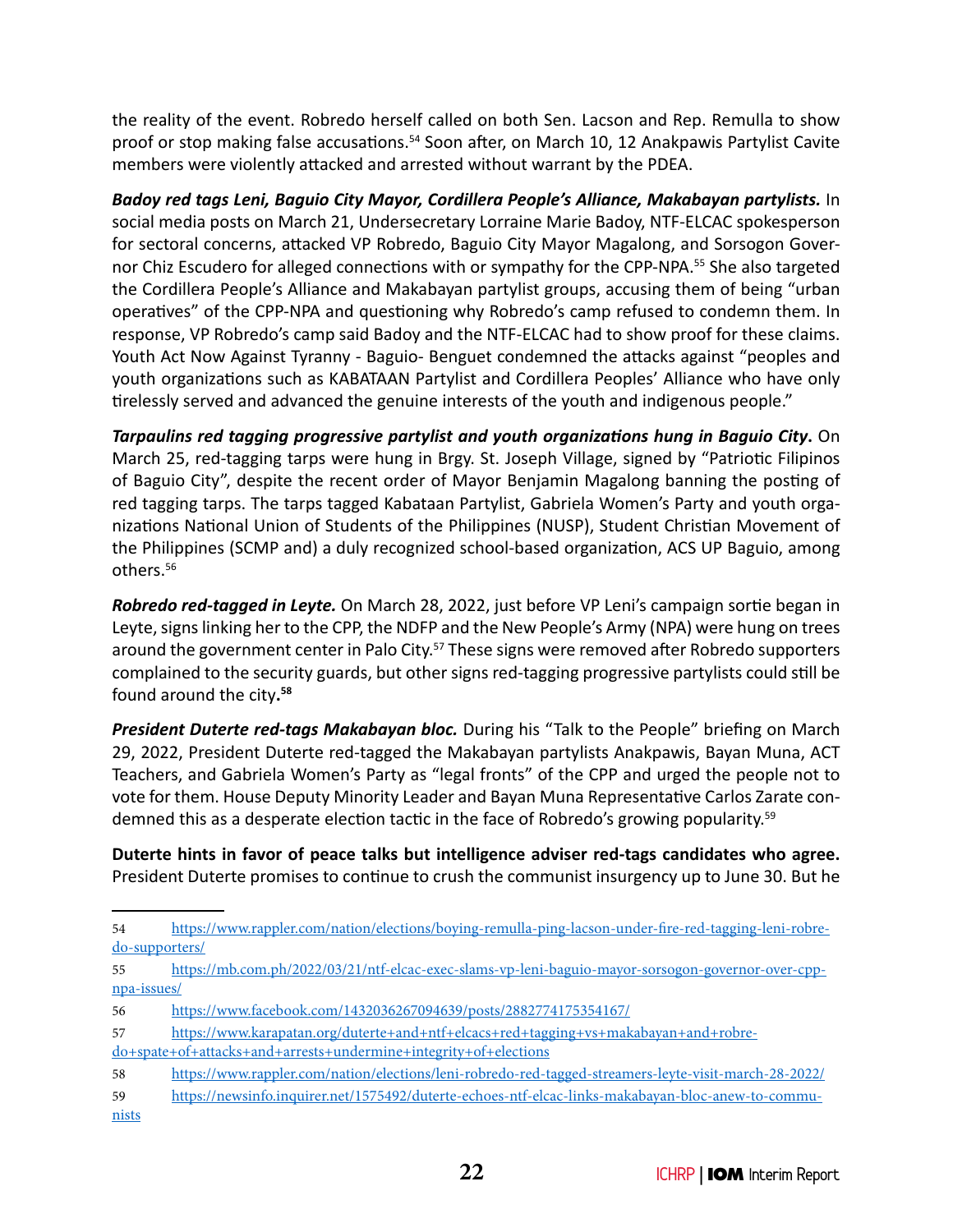the reality of the event. Robredo herself called on both Sen. Lacson and Rep. Remulla to show proof or stop making false accusations.[54] Soon after, on March 10, 12 Anakpawis Partylist Cavite members were violently attacked and arrested without warrant by the PDEA.

***Badoy red tags Leni, Baguio City Mayor, Cordillera People's Alliance, Makabayan partylists.*** In social media posts on March 21, Undersecretary Lorraine Marie Badoy, NTF-ELCAC spokesperson for sectoral concerns, attacked VP Robredo, Baguio City Mayor Magalong, and Sorsogon Governor Chiz Escudero for alleged connections with or sympathy for the CPP-NPA.[55] She also targeted the Cordillera People's Alliance and Makabayan partylist groups, accusing them of being "urban operatives" of the CPP-NPA and questioning why Robredo's camp refused to condemn them. In response, VP Robredo's camp said Badoy and the NTF-ELCAC had to show proof for these claims. Youth Act Now Against Tyranny - Baguio- Benguet condemned the attacks against "peoples and youth organizations such as KABATAAN Partylist and Cordillera Peoples' Alliance who have only tirelessly served and advanced the genuine interests of the youth and indigenous people."

***Tarpaulins red tagging progressive partylist and youth organizations hung in Baguio City*.** On March 25, red-tagging tarps were hung in Brgy. St. Joseph Village, signed by "Patriotic Filipinos of Baguio City", despite the recent order of Mayor Benjamin Magalong banning the posting of red tagging tarps. The tarps tagged Kabataan Partylist, Gabriela Women's Party and youth organizations National Union of Students of the Philippines (NUSP), Student Christian Movement of the Philippines (SCMP and) a duly recognized school-based organization, ACS UP Baguio, among others.[56]

***Robredo red-tagged in Leyte.*** On March 28, 2022, just before VP Leni's campaign sortie began in Leyte, signs linking her to the CPP, the NDFP and the New People's Army (NPA) were hung on trees around the government center in Palo City.[57] These signs were removed after Robredo supporters complained to the security guards, but other signs red-tagging progressive partylists could still be found around the city**.**[58]

***President Duterte red-tags Makabayan bloc.*** During his "Talk to the People" briefing on March 29, 2022, President Duterte red-tagged the Makabayan partylists Anakpawis, Bayan Muna, ACT Teachers, and Gabriela Women's Party as "legal fronts" of the CPP and urged the people not to vote for them. House Deputy Minority Leader and Bayan Muna Representative Carlos Zarate condemned this as a desperate election tactic in the face of Robredo's growing popularity.[59]

**Duterte hints in favor of peace talks but intelligence adviser red-tags candidates who agree.** President Duterte promises to continue to crush the communist insurgency up to June 30. But he

---

54 https://www.rappler.com/nation/elections/boying-remulla-ping-lacson-under-fire-red-tagging-leni-robredo-supporters/

55 https://mb.com.ph/2022/03/21/ntf-elcac-exec-slams-vp-leni-baguio-mayor-sorsogon-governor-over-cpp-npa-issues/

56 https://www.facebook.com/1432036267094639/posts/2882774175354167/

57 https://www.karapatan.org/duterte+and+ntf+elcacs+red+tagging+vs+makabayan+and+robredo+spate+of+attacks+and+arrests+undermine+integrity+of+elections

58 https://www.rappler.com/nation/elections/leni-robredo-red-tagged-streamers-leyte-visit-march-28-2022/

59 https://newsinfo.inquirer.net/1575492/duterte-echoes-ntf-elcac-links-makabayan-bloc-anew-to-communists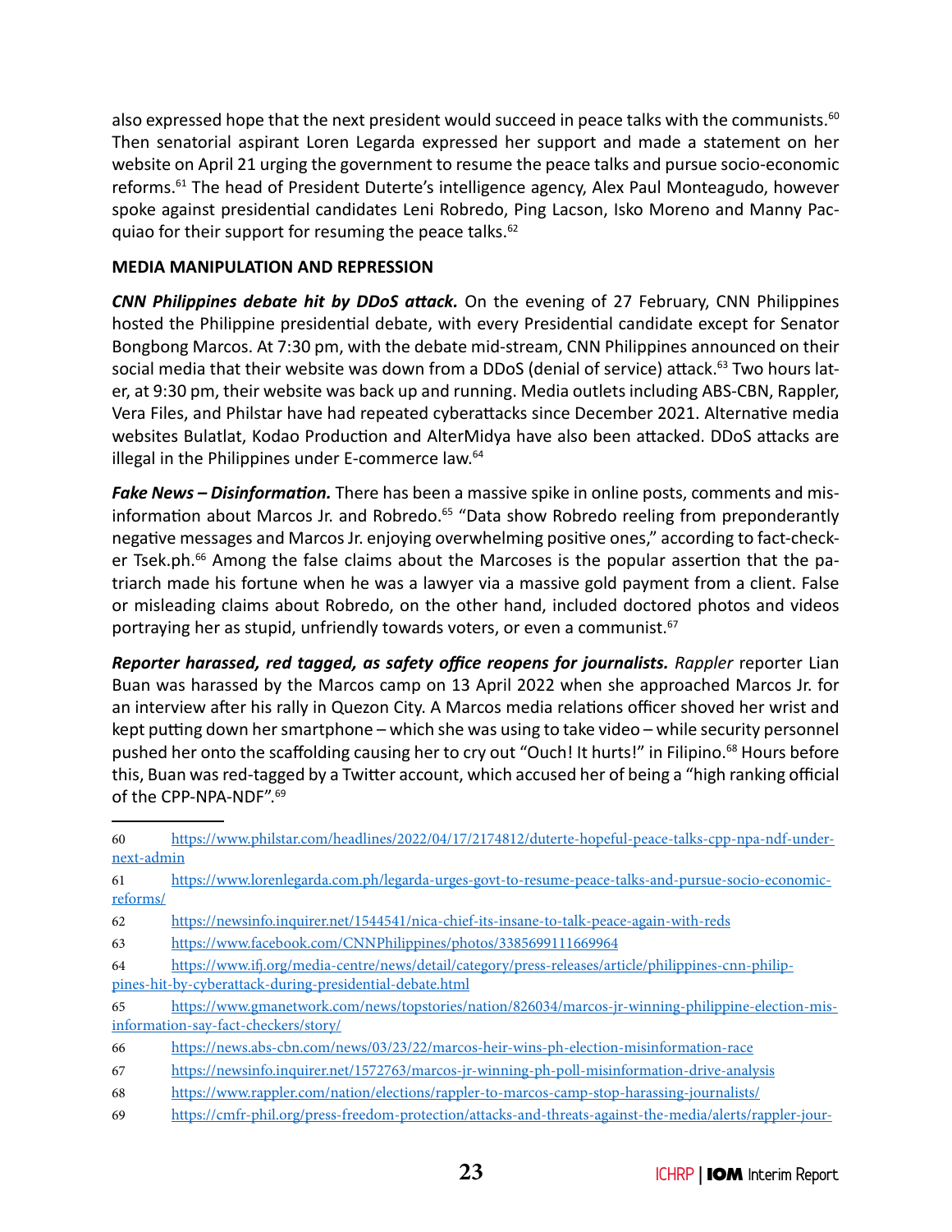also expressed hope that the next president would succeed in peace talks with the communists.[60] Then senatorial aspirant Loren Legarda expressed her support and made a statement on her website on April 21 urging the government to resume the peace talks and pursue socio-economic reforms.[61] The head of President Duterte's intelligence agency, Alex Paul Monteagudo, however spoke against presidential candidates Leni Robredo, Ping Lacson, Isko Moreno and Manny Pacquiao for their support for resuming the peace talks.[62]

## MEDIA MANIPULATION AND REPRESSION

***CNN Philippines debate hit by DDoS attack.*** On the evening of 27 February, CNN Philippines hosted the Philippine presidential debate, with every Presidential candidate except for Senator Bongbong Marcos. At 7:30 pm, with the debate mid-stream, CNN Philippines announced on their social media that their website was down from a DDoS (denial of service) attack.[63] Two hours later, at 9:30 pm, their website was back up and running. Media outlets including ABS-CBN, Rappler, Vera Files, and Philstar have had repeated cyberattacks since December 2021. Alternative media websites Bulatlat, Kodao Production and AlterMidya have also been attacked. DDoS attacks are illegal in the Philippines under E-commerce law.[64]

***Fake News – Disinformation.*** There has been a massive spike in online posts, comments and misinformation about Marcos Jr. and Robredo.[65] "Data show Robredo reeling from preponderantly negative messages and Marcos Jr. enjoying overwhelming positive ones," according to fact-checker Tsek.ph.[66] Among the false claims about the Marcoses is the popular assertion that the patriarch made his fortune when he was a lawyer via a massive gold payment from a client. False or misleading claims about Robredo, on the other hand, included doctored photos and videos portraying her as stupid, unfriendly towards voters, or even a communist.[67]

***Reporter harassed, red tagged, as safety office reopens for journalists.*** *Rappler* reporter Lian Buan was harassed by the Marcos camp on 13 April 2022 when she approached Marcos Jr. for an interview after his rally in Quezon City. A Marcos media relations officer shoved her wrist and kept putting down her smartphone – which she was using to take video – while security personnel pushed her onto the scaffolding causing her to cry out "Ouch! It hurts!" in Filipino.[68] Hours before this, Buan was red-tagged by a Twitter account, which accused her of being a "high ranking official of the CPP-NPA-NDF".[69]

---

60 https://www.philstar.com/headlines/2022/04/17/2174812/duterte-hopeful-peace-talks-cpp-npa-ndf-under-next-admin

61 https://www.lorenlegarda.com.ph/legarda-urges-govt-to-resume-peace-talks-and-pursue-socio-economic-reforms/

62 https://newsinfo.inquirer.net/1544541/nica-chief-its-insane-to-talk-peace-again-with-reds

63 https://www.facebook.com/CNNPhilippines/photos/3385699111669964

64 https://www.ifj.org/media-centre/news/detail/category/press-releases/article/philippines-cnn-philippines-hit-by-cyberattack-during-presidential-debate.html

65 https://www.gmanetwork.com/news/topstories/nation/826034/marcos-jr-winning-philippine-election-misinformation-say-fact-checkers/story/

66 https://news.abs-cbn.com/news/03/23/22/marcos-heir-wins-ph-election-misinformation-race

67 https://newsinfo.inquirer.net/1572763/marcos-jr-winning-ph-poll-misinformation-drive-analysis

68 https://www.rappler.com/nation/elections/rappler-to-marcos-camp-stop-harassing-journalists/

69 https://cmfr-phil.org/press-freedom-protection/attacks-and-threats-against-the-media/alerts/rappler-jour-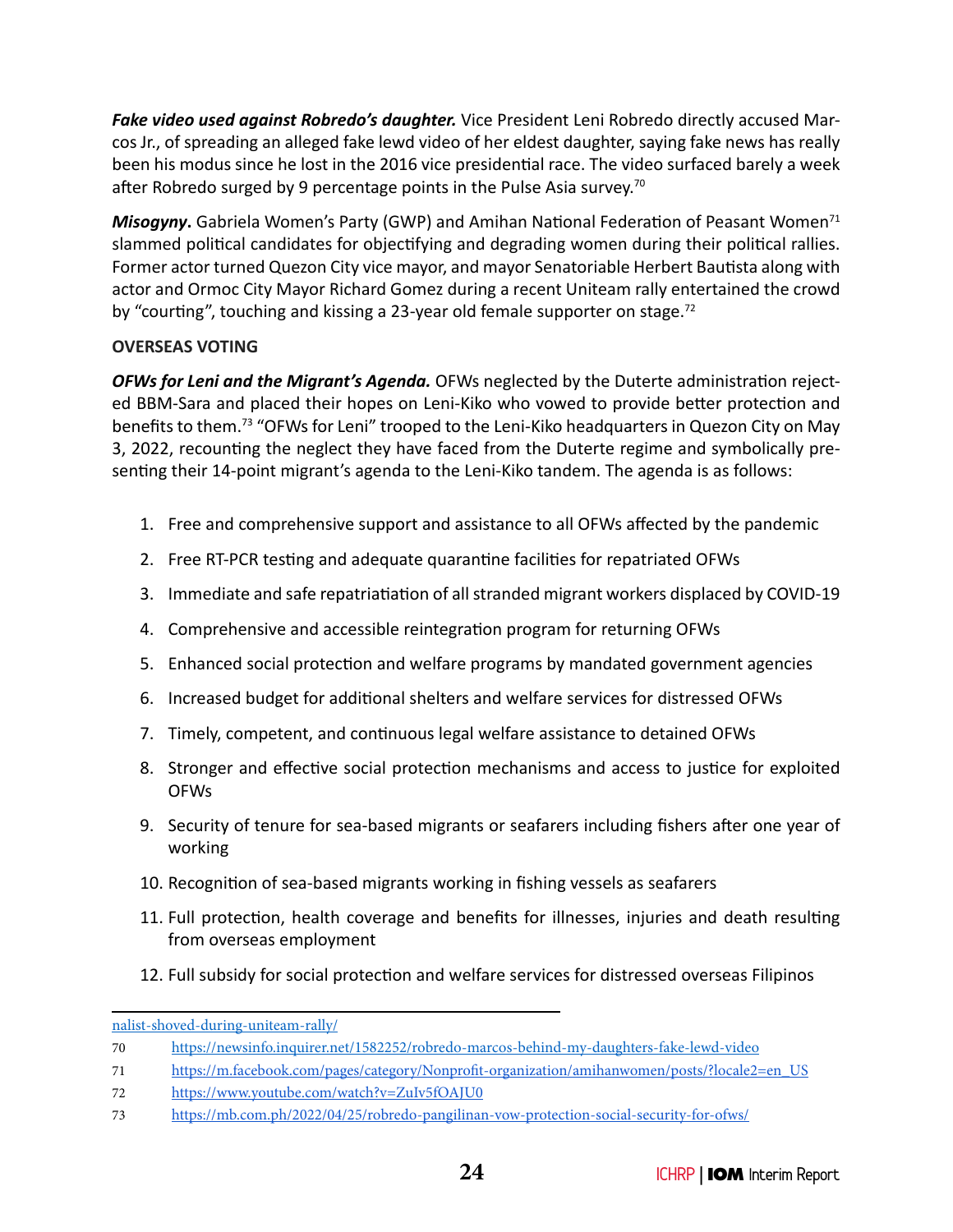***Fake video used against Robredo's daughter.*** Vice President Leni Robredo directly accused Marcos Jr., of spreading an alleged fake lewd video of her eldest daughter, saying fake news has really been his modus since he lost in the 2016 vice presidential race. The video surfaced barely a week after Robredo surged by 9 percentage points in the Pulse Asia survey.[70]

***Misogyny*.** Gabriela Women's Party (GWP) and Amihan National Federation of Peasant Women[71] slammed political candidates for objectifying and degrading women during their political rallies. Former actor turned Quezon City vice mayor, and mayor Senatoriable Herbert Bautista along with actor and Ormoc City Mayor Richard Gomez during a recent Uniteam rally entertained the crowd by "courting", touching and kissing a 23-year old female supporter on stage.[72]

**OVERSEAS VOTING**

***OFWs for Leni and the Migrant's Agenda.*** OFWs neglected by the Duterte administration rejected BBM-Sara and placed their hopes on Leni-Kiko who vowed to provide better protection and benefits to them.[73] "OFWs for Leni" trooped to the Leni-Kiko headquarters in Quezon City on May 3, 2022, recounting the neglect they have faced from the Duterte regime and symbolically presenting their 14-point migrant's agenda to the Leni-Kiko tandem. The agenda is as follows:

1. Free and comprehensive support and assistance to all OFWs affected by the pandemic
2. Free RT-PCR testing and adequate quarantine facilities for repatriated OFWs
3. Immediate and safe repatriatiation of all stranded migrant workers displaced by COVID-19
4. Comprehensive and accessible reintegration program for returning OFWs
5. Enhanced social protection and welfare programs by mandated government agencies
6. Increased budget for additional shelters and welfare services for distressed OFWs
7. Timely, competent, and continuous legal welfare assistance to detained OFWs
8. Stronger and effective social protection mechanisms and access to justice for exploited OFWs
9. Security of tenure for sea-based migrants or seafarers including fishers after one year of working
10. Recognition of sea-based migrants working in fishing vessels as seafarers
11. Full protection, health coverage and benefits for illnesses, injuries and death resulting from overseas employment
12. Full subsidy for social protection and welfare services for distressed overseas Filipinos

---

nalist-shoved-during-uniteam-rally/

70 https://newsinfo.inquirer.net/1582252/robredo-marcos-behind-my-daughters-fake-lewd-video

71 https://m.facebook.com/pages/category/Nonprofit-organization/amihanwomen/posts/?locale2=en_US

72 https://www.youtube.com/watch?v=ZuIv5fOAJU0

73 https://mb.com.ph/2022/04/25/robredo-pangilinan-vow-protection-social-security-for-ofws/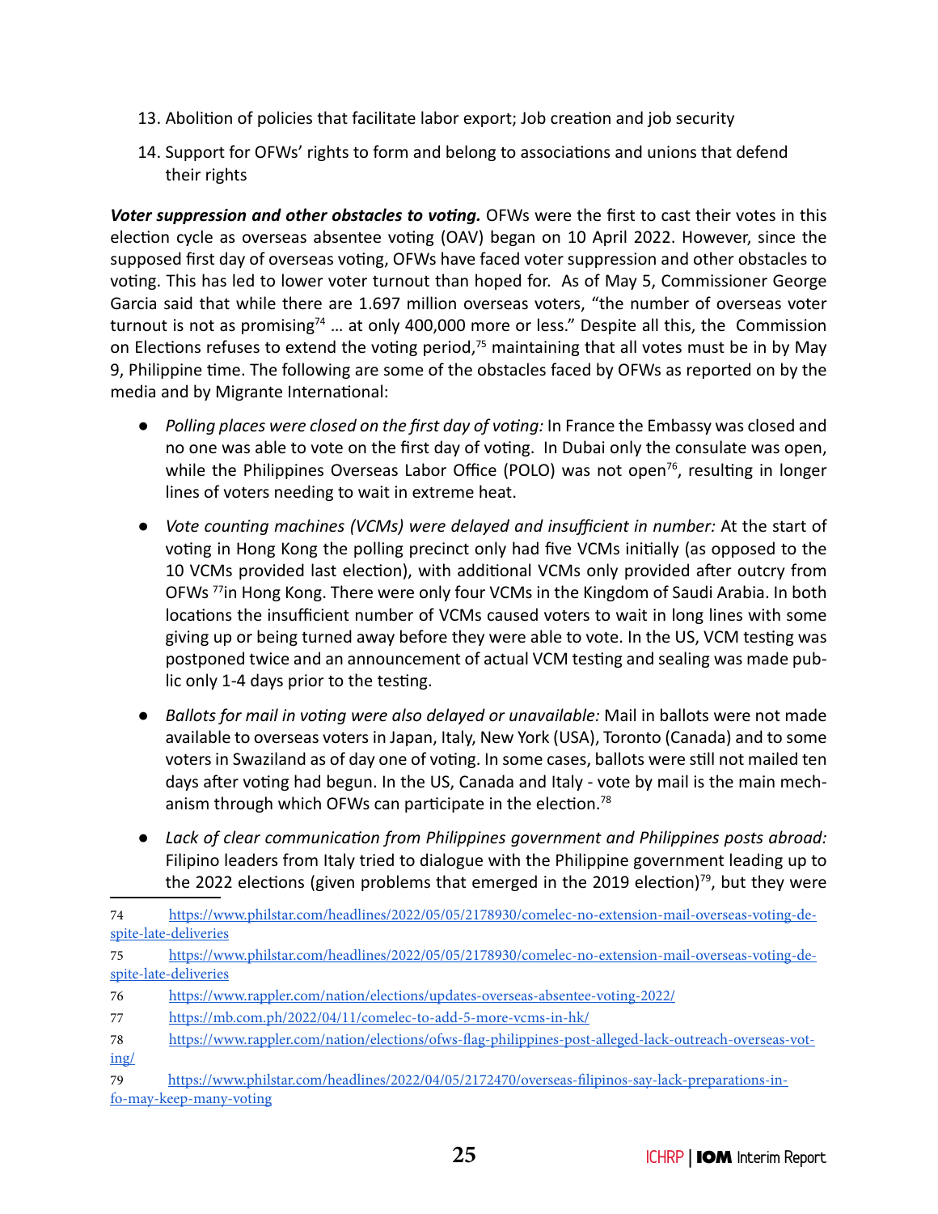13. Abolition of policies that facilitate labor export; Job creation and job security
14. Support for OFWs' rights to form and belong to associations and unions that defend their rights

***Voter suppression and other obstacles to voting.*** OFWs were the first to cast their votes in this election cycle as overseas absentee voting (OAV) began on 10 April 2022. However, since the supposed first day of overseas voting, OFWs have faced voter suppression and other obstacles to voting. This has led to lower voter turnout than hoped for. As of May 5, Commissioner George Garcia said that while there are 1.697 million overseas voters, "the number of overseas voter turnout is not as promising[74] … at only 400,000 more or less." Despite all this, the Commission on Elections refuses to extend the voting period,[75] maintaining that all votes must be in by May 9, Philippine time. The following are some of the obstacles faced by OFWs as reported on by the media and by Migrante International:

- *Polling places were closed on the first day of voting:* In France the Embassy was closed and no one was able to vote on the first day of voting. In Dubai only the consulate was open, while the Philippines Overseas Labor Office (POLO) was not open[76], resulting in longer lines of voters needing to wait in extreme heat.
- *Vote counting machines (VCMs) were delayed and insufficient in number:* At the start of voting in Hong Kong the polling precinct only had five VCMs initially (as opposed to the 10 VCMs provided last election), with additional VCMs only provided after outcry from OFWs [77]in Hong Kong. There were only four VCMs in the Kingdom of Saudi Arabia. In both locations the insufficient number of VCMs caused voters to wait in long lines with some giving up or being turned away before they were able to vote. In the US, VCM testing was postponed twice and an announcement of actual VCM testing and sealing was made public only 1-4 days prior to the testing.
- *Ballots for mail in voting were also delayed or unavailable:* Mail in ballots were not made available to overseas voters in Japan, Italy, New York (USA), Toronto (Canada) and to some voters in Swaziland as of day one of voting. In some cases, ballots were still not mailed ten days after voting had begun. In the US, Canada and Italy - vote by mail is the main mechanism through which OFWs can participate in the election.[78]
- *Lack of clear communication from Philippines government and Philippines posts abroad:* Filipino leaders from Italy tried to dialogue with the Philippine government leading up to the 2022 elections (given problems that emerged in the 2019 election)[79], but they were

---

74 https://www.philstar.com/headlines/2022/05/05/2178930/comelec-no-extension-mail-overseas-voting-despite-late-deliveries

75 https://www.philstar.com/headlines/2022/05/05/2178930/comelec-no-extension-mail-overseas-voting-despite-late-deliveries

76 https://www.rappler.com/nation/elections/updates-overseas-absentee-voting-2022/

77 https://mb.com.ph/2022/04/11/comelec-to-add-5-more-vcms-in-hk/

78 https://www.rappler.com/nation/elections/ofws-flag-philippines-post-alleged-lack-outreach-overseas-voting/

79 https://www.philstar.com/headlines/2022/04/05/2172470/overseas-filipinos-say-lack-preparations-info-may-keep-many-voting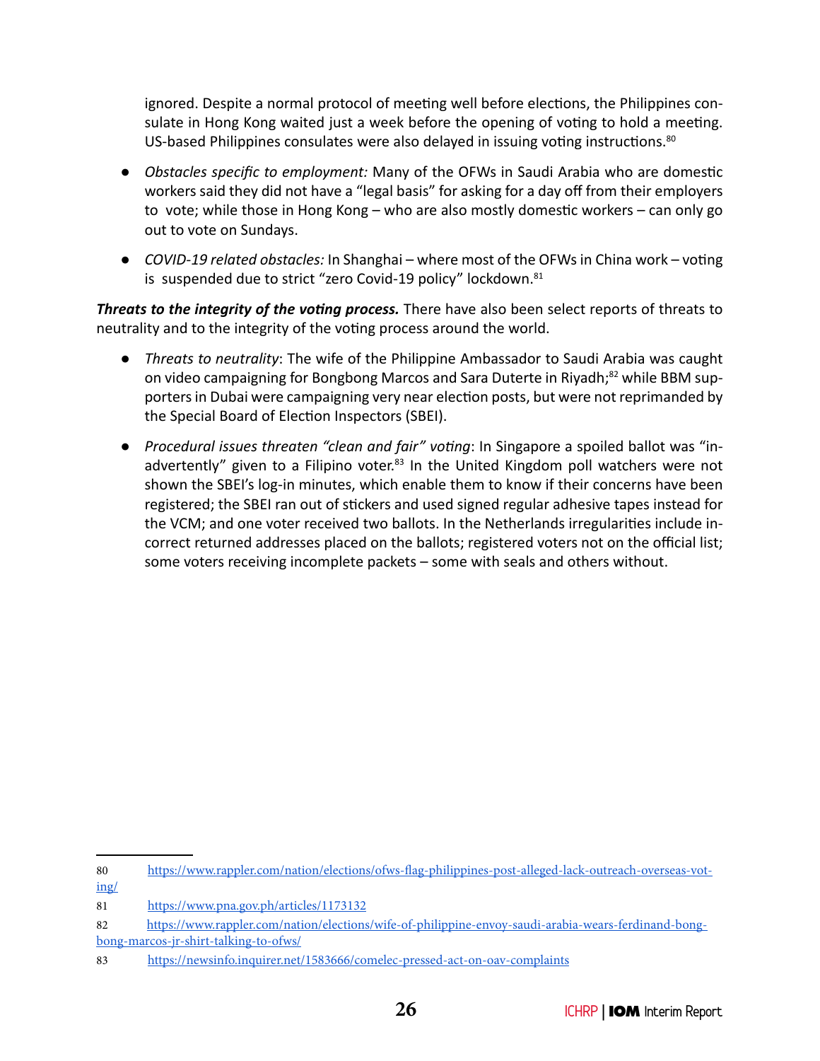ignored. Despite a normal protocol of meeting well before elections, the Philippines consulate in Hong Kong waited just a week before the opening of voting to hold a meeting. US-based Philippines consulates were also delayed in issuing voting instructions.[80]

- *Obstacles specific to employment:* Many of the OFWs in Saudi Arabia who are domestic workers said they did not have a "legal basis" for asking for a day off from their employers to vote; while those in Hong Kong – who are also mostly domestic workers – can only go out to vote on Sundays.
- *COVID-19 related obstacles:* In Shanghai – where most of the OFWs in China work – voting is suspended due to strict "zero Covid-19 policy" lockdown.[81]

***Threats to the integrity of the voting process.*** There have also been select reports of threats to neutrality and to the integrity of the voting process around the world.

- *Threats to neutrality*: The wife of the Philippine Ambassador to Saudi Arabia was caught on video campaigning for Bongbong Marcos and Sara Duterte in Riyadh;[82] while BBM supporters in Dubai were campaigning very near election posts, but were not reprimanded by the Special Board of Election Inspectors (SBEI).
- *Procedural issues threaten "clean and fair" voting*: In Singapore a spoiled ballot was "inadvertently" given to a Filipino voter.[83] In the United Kingdom poll watchers were not shown the SBEI's log-in minutes, which enable them to know if their concerns have been registered; the SBEI ran out of stickers and used signed regular adhesive tapes instead for the VCM; and one voter received two ballots. In the Netherlands irregularities include incorrect returned addresses placed on the ballots; registered voters not on the official list; some voters receiving incomplete packets – some with seals and others without.

---

80 https://www.rappler.com/nation/elections/ofws-flag-philippines-post-alleged-lack-outreach-overseas-voting/

81 https://www.pna.gov.ph/articles/1173132

82 https://www.rappler.com/nation/elections/wife-of-philippine-envoy-saudi-arabia-wears-ferdinand-bong-bong-marcos-jr-shirt-talking-to-ofws/

83 https://newsinfo.inquirer.net/1583666/comelec-pressed-act-on-oav-complaints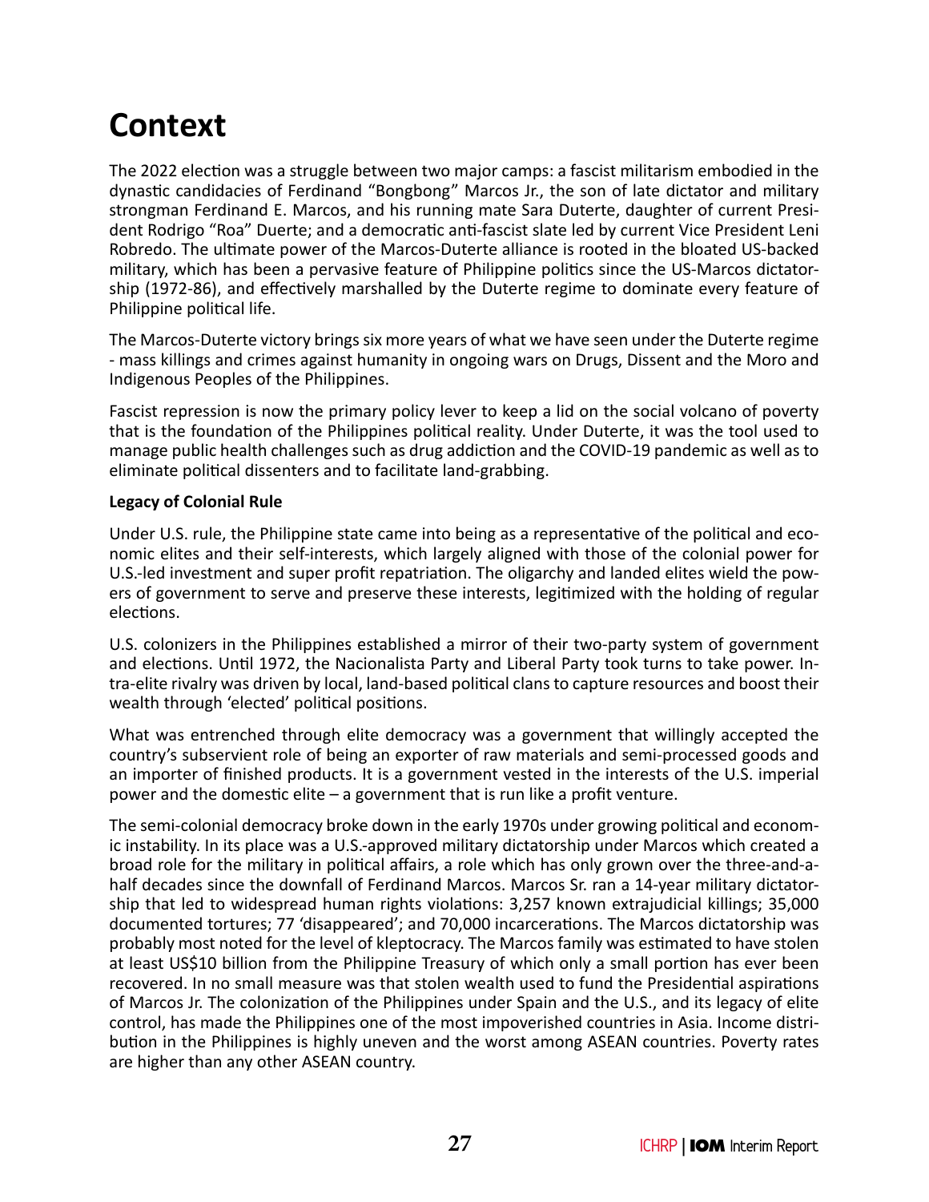# Context

The 2022 election was a struggle between two major camps: a fascist militarism embodied in the dynastic candidacies of Ferdinand "Bongbong" Marcos Jr., the son of late dictator and military strongman Ferdinand E. Marcos, and his running mate Sara Duterte, daughter of current President Rodrigo "Roa" Duerte; and a democratic anti-fascist slate led by current Vice President Leni Robredo. The ultimate power of the Marcos-Duterte alliance is rooted in the bloated US-backed military, which has been a pervasive feature of Philippine politics since the US-Marcos dictatorship (1972-86), and effectively marshalled by the Duterte regime to dominate every feature of Philippine political life.

The Marcos-Duterte victory brings six more years of what we have seen under the Duterte regime - mass killings and crimes against humanity in ongoing wars on Drugs, Dissent and the Moro and Indigenous Peoples of the Philippines.

Fascist repression is now the primary policy lever to keep a lid on the social volcano of poverty that is the foundation of the Philippines political reality. Under Duterte, it was the tool used to manage public health challenges such as drug addiction and the COVID-19 pandemic as well as to eliminate political dissenters and to facilitate land-grabbing.

**Legacy of Colonial Rule**

Under U.S. rule, the Philippine state came into being as a representative of the political and economic elites and their self-interests, which largely aligned with those of the colonial power for U.S.-led investment and super profit repatriation. The oligarchy and landed elites wield the powers of government to serve and preserve these interests, legitimized with the holding of regular elections.

U.S. colonizers in the Philippines established a mirror of their two-party system of government and elections. Until 1972, the Nacionalista Party and Liberal Party took turns to take power. Intra-elite rivalry was driven by local, land-based political clans to capture resources and boost their wealth through 'elected' political positions.

What was entrenched through elite democracy was a government that willingly accepted the country's subservient role of being an exporter of raw materials and semi-processed goods and an importer of finished products. It is a government vested in the interests of the U.S. imperial power and the domestic elite – a government that is run like a profit venture.

The semi-colonial democracy broke down in the early 1970s under growing political and economic instability. In its place was a U.S.-approved military dictatorship under Marcos which created a broad role for the military in political affairs, a role which has only grown over the three-and-a-half decades since the downfall of Ferdinand Marcos. Marcos Sr. ran a 14-year military dictatorship that led to widespread human rights violations: 3,257 known extrajudicial killings; 35,000 documented tortures; 77 'disappeared'; and 70,000 incarcerations. The Marcos dictatorship was probably most noted for the level of kleptocracy. The Marcos family was estimated to have stolen at least US$10 billion from the Philippine Treasury of which only a small portion has ever been recovered. In no small measure was that stolen wealth used to fund the Presidential aspirations of Marcos Jr. The colonization of the Philippines under Spain and the U.S., and its legacy of elite control, has made the Philippines one of the most impoverished countries in Asia. Income distribution in the Philippines is highly uneven and the worst among ASEAN countries. Poverty rates are higher than any other ASEAN country.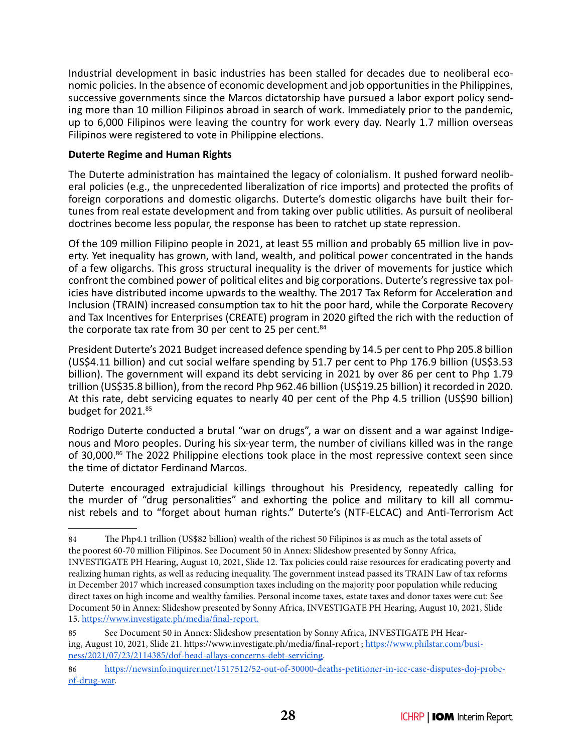Industrial development in basic industries has been stalled for decades due to neoliberal economic policies. In the absence of economic development and job opportunities in the Philippines, successive governments since the Marcos dictatorship have pursued a labor export policy sending more than 10 million Filipinos abroad in search of work. Immediately prior to the pandemic, up to 6,000 Filipinos were leaving the country for work every day. Nearly 1.7 million overseas Filipinos were registered to vote in Philippine elections.

**Duterte Regime and Human Rights**

The Duterte administration has maintained the legacy of colonialism. It pushed forward neoliberal policies (e.g., the unprecedented liberalization of rice imports) and protected the profits of foreign corporations and domestic oligarchs. Duterte's domestic oligarchs have built their fortunes from real estate development and from taking over public utilities. As pursuit of neoliberal doctrines become less popular, the response has been to ratchet up state repression.

Of the 109 million Filipino people in 2021, at least 55 million and probably 65 million live in poverty. Yet inequality has grown, with land, wealth, and political power concentrated in the hands of a few oligarchs. This gross structural inequality is the driver of movements for justice which confront the combined power of political elites and big corporations. Duterte's regressive tax policies have distributed income upwards to the wealthy. The 2017 Tax Reform for Acceleration and Inclusion (TRAIN) increased consumption tax to hit the poor hard, while the Corporate Recovery and Tax Incentives for Enterprises (CREATE) program in 2020 gifted the rich with the reduction of the corporate tax rate from 30 per cent to 25 per cent.[84]

President Duterte's 2021 Budget increased defence spending by 14.5 per cent to Php 205.8 billion (US$4.11 billion) and cut social welfare spending by 51.7 per cent to Php 176.9 billion (US$3.53 billion). The government will expand its debt servicing in 2021 by over 86 per cent to Php 1.79 trillion (US$35.8 billion), from the record Php 962.46 billion (US$19.25 billion) it recorded in 2020. At this rate, debt servicing equates to nearly 40 per cent of the Php 4.5 trillion (US$90 billion) budget for 2021.[85]

Rodrigo Duterte conducted a brutal "war on drugs", a war on dissent and a war against Indigenous and Moro peoples. During his six-year term, the number of civilians killed was in the range of 30,000.[86] The 2022 Philippine elections took place in the most repressive context seen since the time of dictator Ferdinand Marcos.

Duterte encouraged extrajudicial killings throughout his Presidency, repeatedly calling for the murder of "drug personalities" and exhorting the police and military to kill all communist rebels and to "forget about human rights." Duterte's (NTF-ELCAC) and Anti-Terrorism Act

---

84 The Php4.1 trillion (US$82 billion) wealth of the richest 50 Filipinos is as much as the total assets of the poorest 60-70 million Filipinos. See Document 50 in Annex: Slideshow presented by Sonny Africa, INVESTIGATE PH Hearing, August 10, 2021, Slide 12. Tax policies could raise resources for eradicating poverty and realizing human rights, as well as reducing inequality. The government instead passed its TRAIN Law of tax reforms in December 2017 which increased consumption taxes including on the majority poor population while reducing direct taxes on high income and wealthy families. Personal income taxes, estate taxes and donor taxes were cut: See Document 50 in Annex: Slideshow presented by Sonny Africa, INVESTIGATE PH Hearing, August 10, 2021, Slide 15. https://www.investigate.ph/media/final-report.

85 See Document 50 in Annex: Slideshow presentation by Sonny Africa, INVESTIGATE PH Hearing, August 10, 2021, Slide 21. https://www.investigate.ph/media/final-report ; https://www.philstar.com/business/2021/07/23/2114385/dof-head-allays-concerns-debt-servicing.

86 https://newsinfo.inquirer.net/1517512/52-out-of-30000-deaths-petitioner-in-icc-case-disputes-doj-probe-of-drug-war.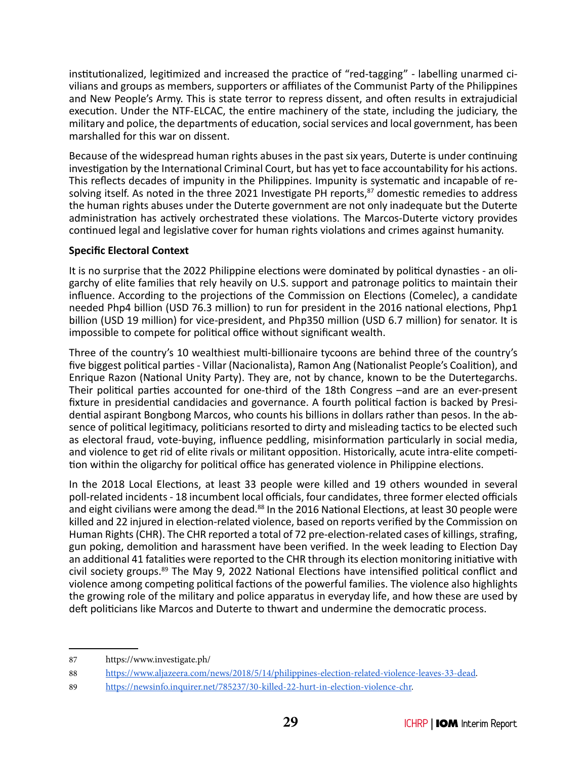institutionalized, legitimized and increased the practice of "red-tagging" - labelling unarmed civilians and groups as members, supporters or affiliates of the Communist Party of the Philippines and New People's Army. This is state terror to repress dissent, and often results in extrajudicial execution. Under the NTF-ELCAC, the entire machinery of the state, including the judiciary, the military and police, the departments of education, social services and local government, has been marshalled for this war on dissent.

Because of the widespread human rights abuses in the past six years, Duterte is under continuing investigation by the International Criminal Court, but has yet to face accountability for his actions. This reflects decades of impunity in the Philippines. Impunity is systematic and incapable of resolving itself. As noted in the three 2021 Investigate PH reports,[87] domestic remedies to address the human rights abuses under the Duterte government are not only inadequate but the Duterte administration has actively orchestrated these violations. The Marcos-Duterte victory provides continued legal and legislative cover for human rights violations and crimes against humanity.

**Specific Electoral Context**

It is no surprise that the 2022 Philippine elections were dominated by political dynasties - an oligarchy of elite families that rely heavily on U.S. support and patronage politics to maintain their influence. According to the projections of the Commission on Elections (Comelec), a candidate needed Php4 billion (USD 76.3 million) to run for president in the 2016 national elections, Php1 billion (USD 19 million) for vice-president, and Php350 million (USD 6.7 million) for senator. It is impossible to compete for political office without significant wealth.

Three of the country's 10 wealthiest multi-billionaire tycoons are behind three of the country's five biggest political parties - Villar (Nacionalista), Ramon Ang (Nationalist People's Coalition), and Enrique Razon (National Unity Party). They are, not by chance, known to be the Dutertegarchs. Their political parties accounted for one-third of the 18th Congress –and are an ever-present fixture in presidential candidacies and governance. A fourth political faction is backed by Presidential aspirant Bongbong Marcos, who counts his billions in dollars rather than pesos. In the absence of political legitimacy, politicians resorted to dirty and misleading tactics to be elected such as electoral fraud, vote-buying, influence peddling, misinformation particularly in social media, and violence to get rid of elite rivals or militant opposition. Historically, acute intra-elite competition within the oligarchy for political office has generated violence in Philippine elections.

In the 2018 Local Elections, at least 33 people were killed and 19 others wounded in several poll-related incidents - 18 incumbent local officials, four candidates, three former elected officials and eight civilians were among the dead.[88] In the 2016 National Elections, at least 30 people were killed and 22 injured in election-related violence, based on reports verified by the Commission on Human Rights (CHR). The CHR reported a total of 72 pre-election-related cases of killings, strafing, gun poking, demolition and harassment have been verified. In the week leading to Election Day an additional 41 fatalities were reported to the CHR through its election monitoring initiative with civil society groups.[89] The May 9, 2022 National Elections have intensified political conflict and violence among competing political factions of the powerful families. The violence also highlights the growing role of the military and police apparatus in everyday life, and how these are used by deft politicians like Marcos and Duterte to thwart and undermine the democratic process.

---

87 https://www.investigate.ph/

88 https://www.aljazeera.com/news/2018/5/14/philippines-election-related-violence-leaves-33-dead.

89 https://newsinfo.inquirer.net/785237/30-killed-22-hurt-in-election-violence-chr.